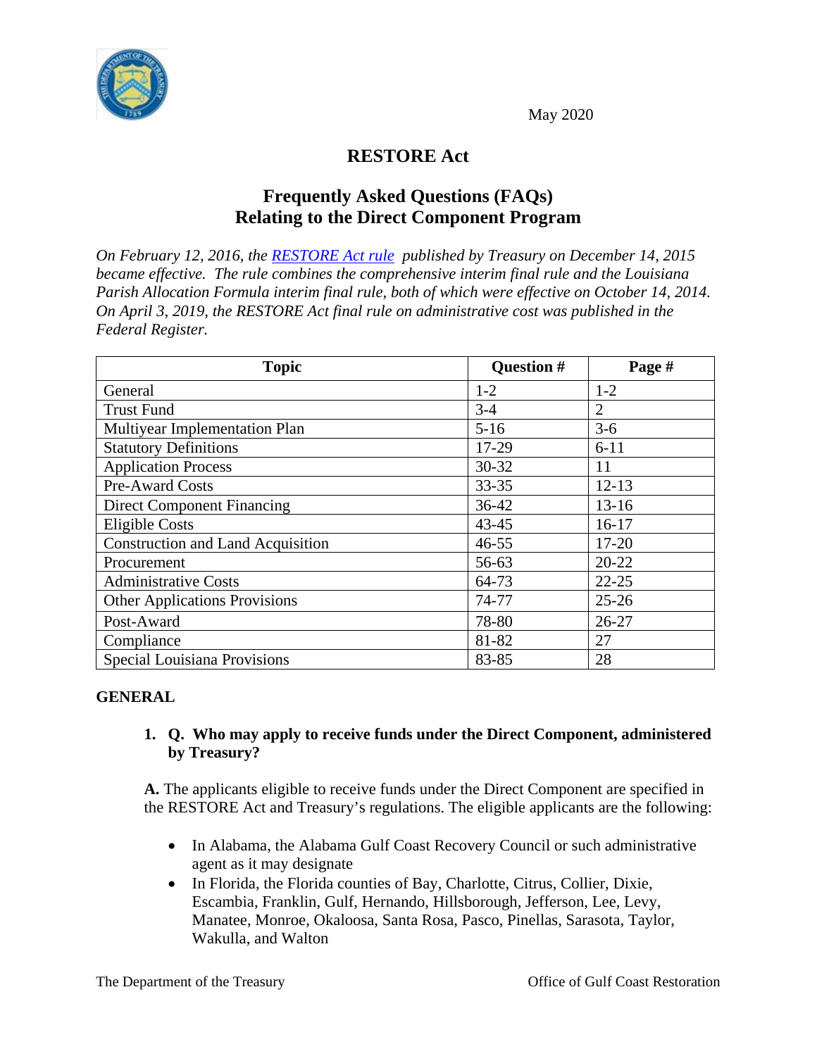May 2020

# RESTORE Act

## Frequently Asked Questions (FAQs) Relating to the Direct Component Program

*On February 12, 2016, the [RESTORE Act rule](RESTORE Act rule) published by Treasury on December 14, 2015 became effective. The rule combines the comprehensive interim final rule and the Louisiana Parish Allocation Formula interim final rule, both of which were effective on October 14, 2014. On April 3, 2019, the RESTORE Act final rule on administrative cost was published in the Federal Register.*

| Topic | Question # | Page # |
|---|---|---|
| General | 1-2 | 1-2 |
| Trust Fund | 3-4 | 2 |
| Multiyear Implementation Plan | 5-16 | 3-6 |
| Statutory Definitions | 17-29 | 6-11 |
| Application Process | 30-32 | 11 |
| Pre-Award Costs | 33-35 | 12-13 |
| Direct Component Financing | 36-42 | 13-16 |
| Eligible Costs | 43-45 | 16-17 |
| Construction and Land Acquisition | 46-55 | 17-20 |
| Procurement | 56-63 | 20-22 |
| Administrative Costs | 64-73 | 22-25 |
| Other Applications Provisions | 74-77 | 25-26 |
| Post-Award | 78-80 | 26-27 |
| Compliance | 81-82 | 27 |
| Special Louisiana Provisions | 83-85 | 28 |

### GENERAL

1. **Q. Who may apply to receive funds under the Direct Component, administered by Treasury?**

**A.** The applicants eligible to receive funds under the Direct Component are specified in the RESTORE Act and Treasury's regulations. The eligible applicants are the following:

- In Alabama, the Alabama Gulf Coast Recovery Council or such administrative agent as it may designate
- In Florida, the Florida counties of Bay, Charlotte, Citrus, Collier, Dixie, Escambia, Franklin, Gulf, Hernando, Hillsborough, Jefferson, Lee, Levy, Manatee, Monroe, Okaloosa, Santa Rosa, Pasco, Pinellas, Sarasota, Taylor, Wakulla, and Walton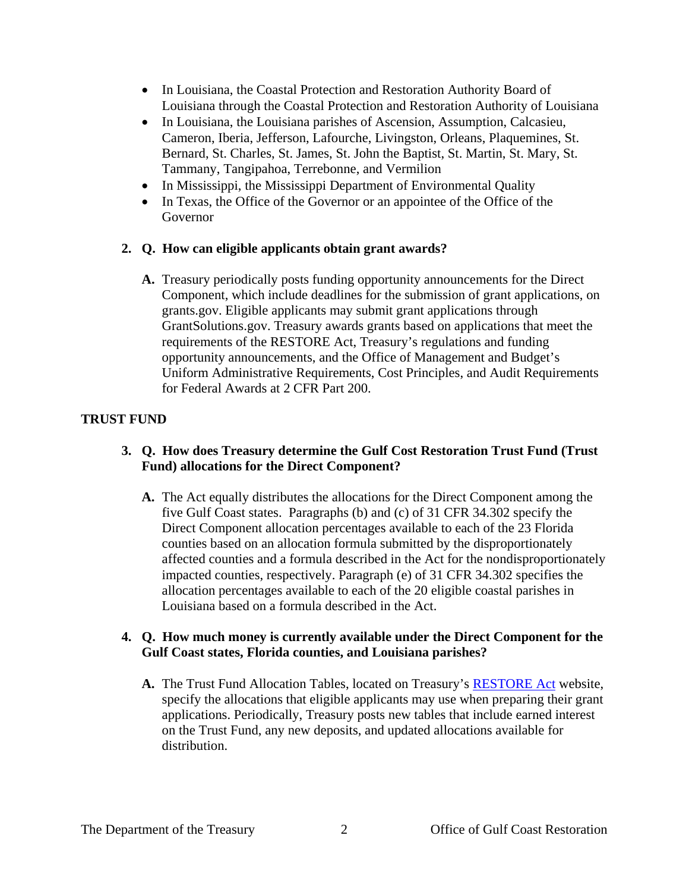- In Louisiana, the Coastal Protection and Restoration Authority Board of Louisiana through the Coastal Protection and Restoration Authority of Louisiana
- In Louisiana, the Louisiana parishes of Ascension, Assumption, Calcasieu, Cameron, Iberia, Jefferson, Lafourche, Livingston, Orleans, Plaquemines, St. Bernard, St. Charles, St. James, St. John the Baptist, St. Martin, St. Mary, St. Tammany, Tangipahoa, Terrebonne, and Vermilion
- In Mississippi, the Mississippi Department of Environmental Quality
- In Texas, the Office of the Governor or an appointee of the Office of the Governor

**2. Q. How can eligible applicants obtain grant awards?**

**A.** Treasury periodically posts funding opportunity announcements for the Direct Component, which include deadlines for the submission of grant applications, on grants.gov. Eligible applicants may submit grant applications through GrantSolutions.gov. Treasury awards grants based on applications that meet the requirements of the RESTORE Act, Treasury's regulations and funding opportunity announcements, and the Office of Management and Budget's Uniform Administrative Requirements, Cost Principles, and Audit Requirements for Federal Awards at 2 CFR Part 200.

## TRUST FUND

**3. Q. How does Treasury determine the Gulf Cost Restoration Trust Fund (Trust Fund) allocations for the Direct Component?**

**A.** The Act equally distributes the allocations for the Direct Component among the five Gulf Coast states. Paragraphs (b) and (c) of 31 CFR 34.302 specify the Direct Component allocation percentages available to each of the 23 Florida counties based on an allocation formula submitted by the disproportionately affected counties and a formula described in the Act for the nondisproportionately impacted counties, respectively. Paragraph (e) of 31 CFR 34.302 specifies the allocation percentages available to each of the 20 eligible coastal parishes in Louisiana based on a formula described in the Act.

**4. Q. How much money is currently available under the Direct Component for the Gulf Coast states, Florida counties, and Louisiana parishes?**

**A.** The Trust Fund Allocation Tables, located on Treasury's RESTORE Act website, specify the allocations that eligible applicants may use when preparing their grant applications. Periodically, Treasury posts new tables that include earned interest on the Trust Fund, any new deposits, and updated allocations available for distribution.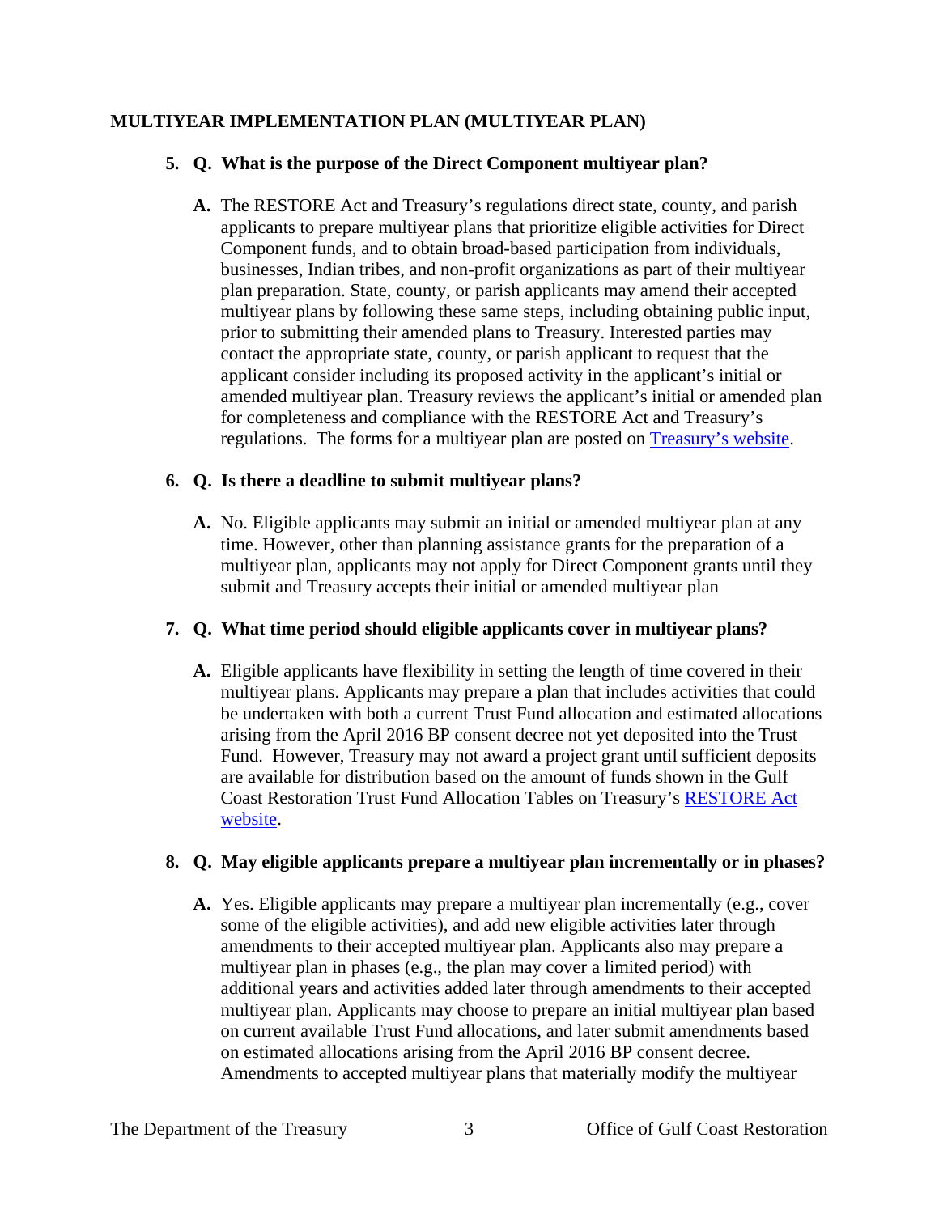## MULTIYEAR IMPLEMENTATION PLAN (MULTIYEAR PLAN)

**5. Q. What is the purpose of the Direct Component multiyear plan?**

**A.** The RESTORE Act and Treasury's regulations direct state, county, and parish applicants to prepare multiyear plans that prioritize eligible activities for Direct Component funds, and to obtain broad-based participation from individuals, businesses, Indian tribes, and non-profit organizations as part of their multiyear plan preparation. State, county, or parish applicants may amend their accepted multiyear plans by following these same steps, including obtaining public input, prior to submitting their amended plans to Treasury. Interested parties may contact the appropriate state, county, or parish applicant to request that the applicant consider including its proposed activity in the applicant's initial or amended multiyear plan. Treasury reviews the applicant's initial or amended plan for completeness and compliance with the RESTORE Act and Treasury's regulations. The forms for a multiyear plan are posted on [Treasury's website](#).

**6. Q. Is there a deadline to submit multiyear plans?**

**A.** No. Eligible applicants may submit an initial or amended multiyear plan at any time. However, other than planning assistance grants for the preparation of a multiyear plan, applicants may not apply for Direct Component grants until they submit and Treasury accepts their initial or amended multiyear plan

**7. Q. What time period should eligible applicants cover in multiyear plans?**

**A.** Eligible applicants have flexibility in setting the length of time covered in their multiyear plans. Applicants may prepare a plan that includes activities that could be undertaken with both a current Trust Fund allocation and estimated allocations arising from the April 2016 BP consent decree not yet deposited into the Trust Fund. However, Treasury may not award a project grant until sufficient deposits are available for distribution based on the amount of funds shown in the Gulf Coast Restoration Trust Fund Allocation Tables on Treasury's [RESTORE Act website](#).

**8. Q. May eligible applicants prepare a multiyear plan incrementally or in phases?**

**A.** Yes. Eligible applicants may prepare a multiyear plan incrementally (e.g., cover some of the eligible activities), and add new eligible activities later through amendments to their accepted multiyear plan. Applicants also may prepare a multiyear plan in phases (e.g., the plan may cover a limited period) with additional years and activities added later through amendments to their accepted multiyear plan. Applicants may choose to prepare an initial multiyear plan based on current available Trust Fund allocations, and later submit amendments based on estimated allocations arising from the April 2016 BP consent decree. Amendments to accepted multiyear plans that materially modify the multiyear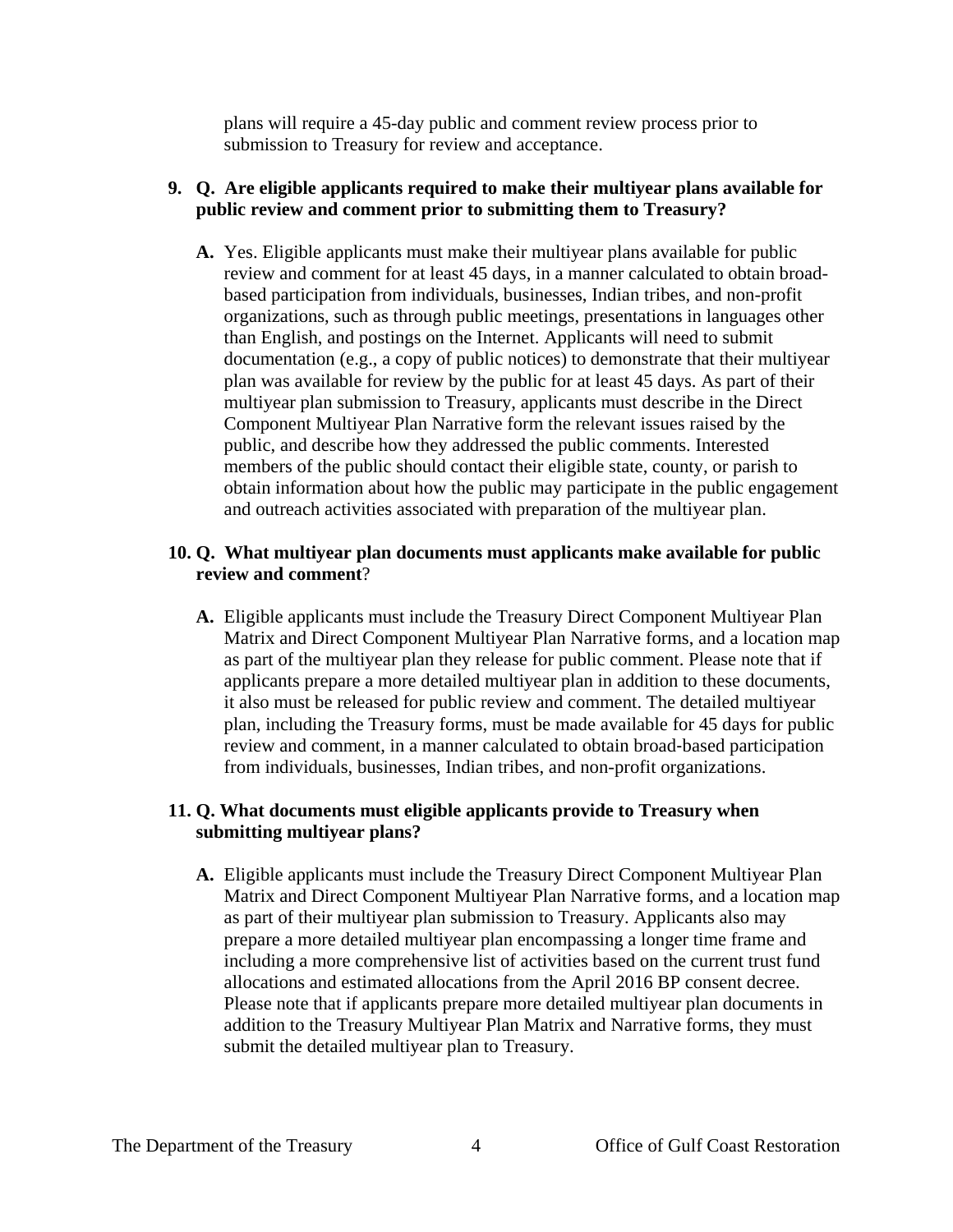plans will require a 45-day public and comment review process prior to submission to Treasury for review and acceptance.

9. **Q. Are eligible applicants required to make their multiyear plans available for public review and comment prior to submitting them to Treasury?**

   **A.** Yes. Eligible applicants must make their multiyear plans available for public review and comment for at least 45 days, in a manner calculated to obtain broad-based participation from individuals, businesses, Indian tribes, and non-profit organizations, such as through public meetings, presentations in languages other than English, and postings on the Internet. Applicants will need to submit documentation (e.g., a copy of public notices) to demonstrate that their multiyear plan was available for review by the public for at least 45 days. As part of their multiyear plan submission to Treasury, applicants must describe in the Direct Component Multiyear Plan Narrative form the relevant issues raised by the public, and describe how they addressed the public comments. Interested members of the public should contact their eligible state, county, or parish to obtain information about how the public may participate in the public engagement and outreach activities associated with preparation of the multiyear plan.

10. **Q. What multiyear plan documents must applicants make available for public review and comment**?

    **A.** Eligible applicants must include the Treasury Direct Component Multiyear Plan Matrix and Direct Component Multiyear Plan Narrative forms, and a location map as part of the multiyear plan they release for public comment. Please note that if applicants prepare a more detailed multiyear plan in addition to these documents, it also must be released for public review and comment. The detailed multiyear plan, including the Treasury forms, must be made available for 45 days for public review and comment, in a manner calculated to obtain broad-based participation from individuals, businesses, Indian tribes, and non-profit organizations.

11. **Q. What documents must eligible applicants provide to Treasury when submitting multiyear plans?**

    **A.** Eligible applicants must include the Treasury Direct Component Multiyear Plan Matrix and Direct Component Multiyear Plan Narrative forms, and a location map as part of their multiyear plan submission to Treasury. Applicants also may prepare a more detailed multiyear plan encompassing a longer time frame and including a more comprehensive list of activities based on the current trust fund allocations and estimated allocations from the April 2016 BP consent decree. Please note that if applicants prepare more detailed multiyear plan documents in addition to the Treasury Multiyear Plan Matrix and Narrative forms, they must submit the detailed multiyear plan to Treasury.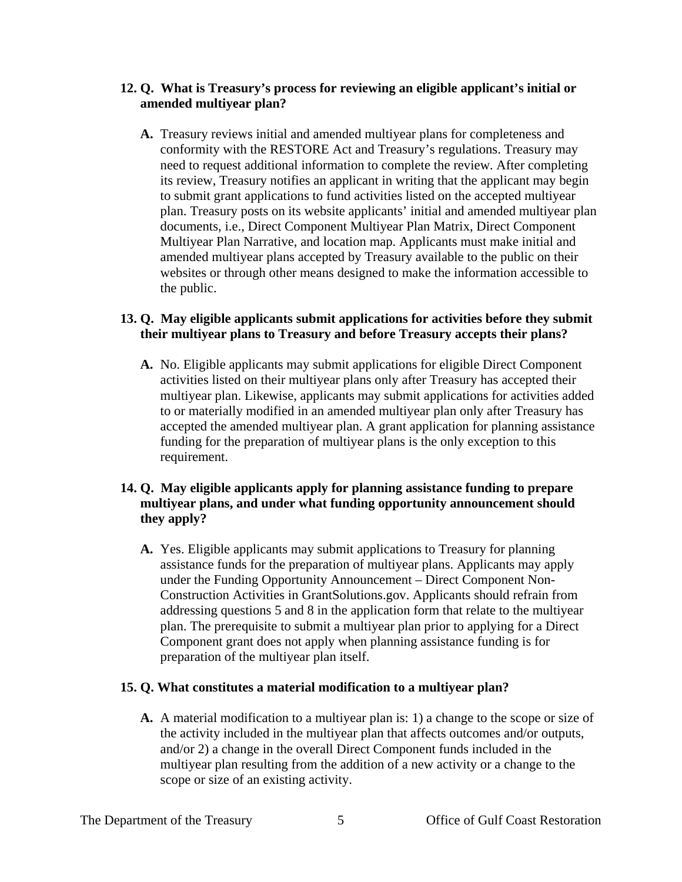**12. Q. What is Treasury's process for reviewing an eligible applicant's initial or amended multiyear plan?**

**A.** Treasury reviews initial and amended multiyear plans for completeness and conformity with the RESTORE Act and Treasury's regulations. Treasury may need to request additional information to complete the review. After completing its review, Treasury notifies an applicant in writing that the applicant may begin to submit grant applications to fund activities listed on the accepted multiyear plan. Treasury posts on its website applicants' initial and amended multiyear plan documents, i.e., Direct Component Multiyear Plan Matrix, Direct Component Multiyear Plan Narrative, and location map. Applicants must make initial and amended multiyear plans accepted by Treasury available to the public on their websites or through other means designed to make the information accessible to the public.

**13. Q. May eligible applicants submit applications for activities before they submit their multiyear plans to Treasury and before Treasury accepts their plans?**

**A.** No. Eligible applicants may submit applications for eligible Direct Component activities listed on their multiyear plans only after Treasury has accepted their multiyear plan. Likewise, applicants may submit applications for activities added to or materially modified in an amended multiyear plan only after Treasury has accepted the amended multiyear plan. A grant application for planning assistance funding for the preparation of multiyear plans is the only exception to this requirement.

**14. Q. May eligible applicants apply for planning assistance funding to prepare multiyear plans, and under what funding opportunity announcement should they apply?**

**A.** Yes. Eligible applicants may submit applications to Treasury for planning assistance funds for the preparation of multiyear plans. Applicants may apply under the Funding Opportunity Announcement – Direct Component Non-Construction Activities in GrantSolutions.gov. Applicants should refrain from addressing questions 5 and 8 in the application form that relate to the multiyear plan. The prerequisite to submit a multiyear plan prior to applying for a Direct Component grant does not apply when planning assistance funding is for preparation of the multiyear plan itself.

**15. Q. What constitutes a material modification to a multiyear plan?**

**A.** A material modification to a multiyear plan is: 1) a change to the scope or size of the activity included in the multiyear plan that affects outcomes and/or outputs, and/or 2) a change in the overall Direct Component funds included in the multiyear plan resulting from the addition of a new activity or a change to the scope or size of an existing activity.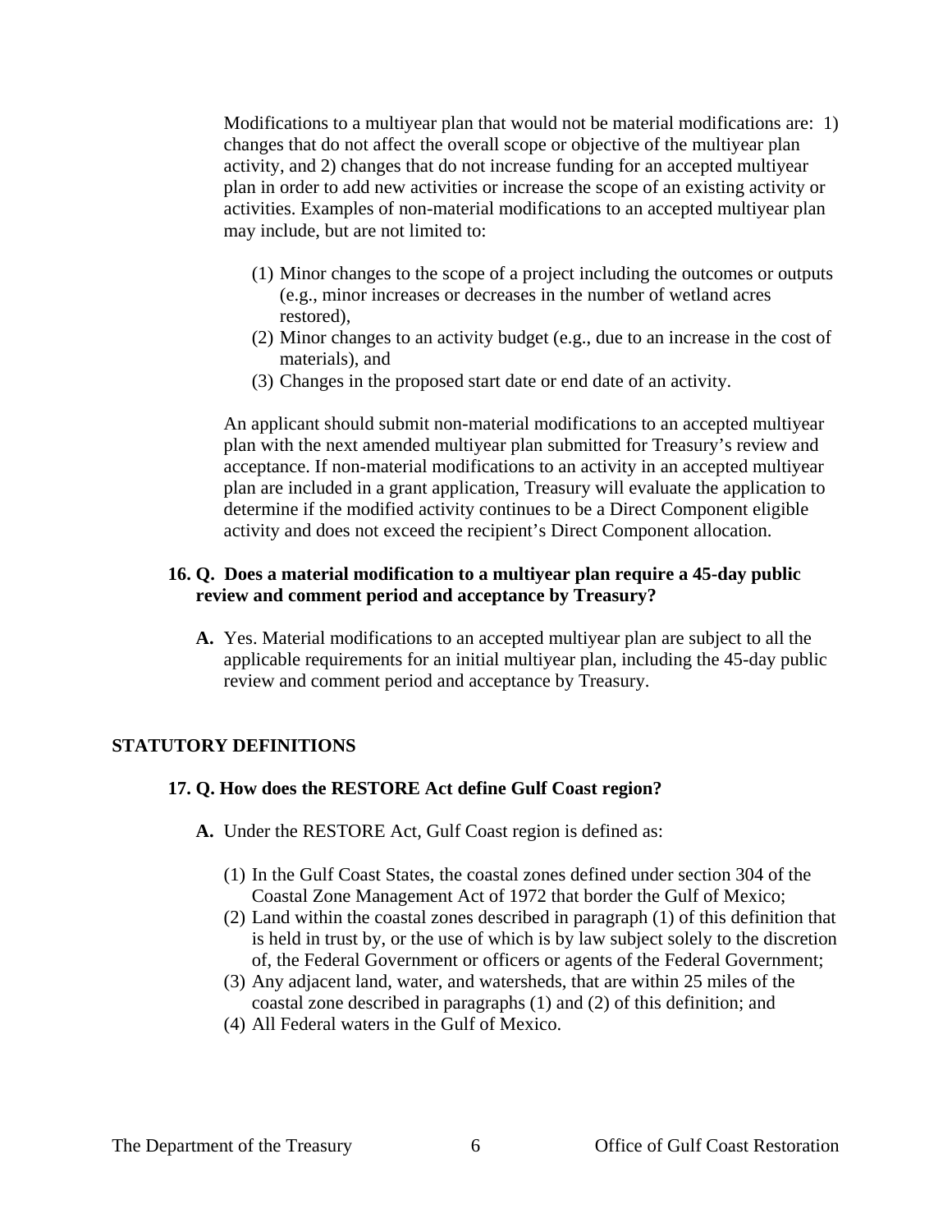Modifications to a multiyear plan that would not be material modifications are: 1) changes that do not affect the overall scope or objective of the multiyear plan activity, and 2) changes that do not increase funding for an accepted multiyear plan in order to add new activities or increase the scope of an existing activity or activities. Examples of non-material modifications to an accepted multiyear plan may include, but are not limited to:

(1) Minor changes to the scope of a project including the outcomes or outputs (e.g., minor increases or decreases in the number of wetland acres restored),
(2) Minor changes to an activity budget (e.g., due to an increase in the cost of materials), and
(3) Changes in the proposed start date or end date of an activity.

An applicant should submit non-material modifications to an accepted multiyear plan with the next amended multiyear plan submitted for Treasury's review and acceptance. If non-material modifications to an activity in an accepted multiyear plan are included in a grant application, Treasury will evaluate the application to determine if the modified activity continues to be a Direct Component eligible activity and does not exceed the recipient's Direct Component allocation.

**16. Q. Does a material modification to a multiyear plan require a 45-day public review and comment period and acceptance by Treasury?**

**A.** Yes. Material modifications to an accepted multiyear plan are subject to all the applicable requirements for an initial multiyear plan, including the 45-day public review and comment period and acceptance by Treasury.

## STATUTORY DEFINITIONS

**17. Q. How does the RESTORE Act define Gulf Coast region?**

**A.** Under the RESTORE Act, Gulf Coast region is defined as:

(1) In the Gulf Coast States, the coastal zones defined under section 304 of the Coastal Zone Management Act of 1972 that border the Gulf of Mexico;
(2) Land within the coastal zones described in paragraph (1) of this definition that is held in trust by, or the use of which is by law subject solely to the discretion of, the Federal Government or officers or agents of the Federal Government;
(3) Any adjacent land, water, and watersheds, that are within 25 miles of the coastal zone described in paragraphs (1) and (2) of this definition; and
(4) All Federal waters in the Gulf of Mexico.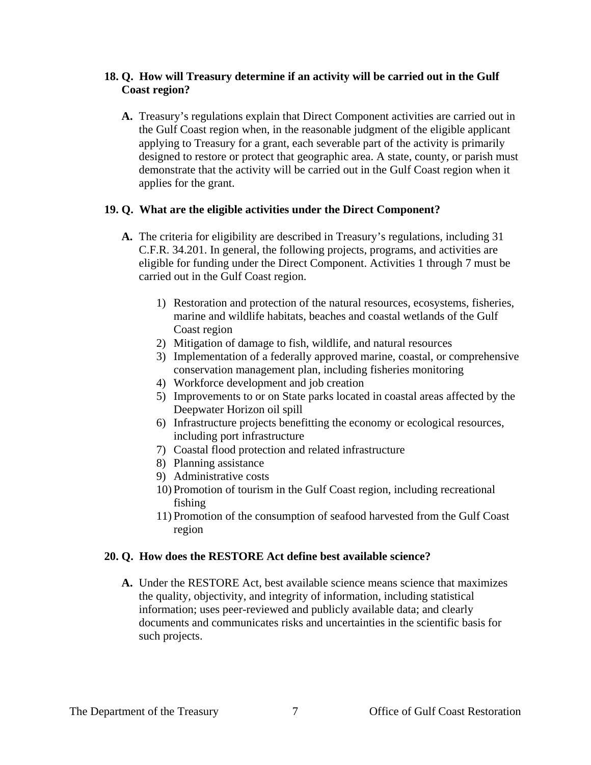**18. Q. How will Treasury determine if an activity will be carried out in the Gulf Coast region?**

**A.** Treasury's regulations explain that Direct Component activities are carried out in the Gulf Coast region when, in the reasonable judgment of the eligible applicant applying to Treasury for a grant, each severable part of the activity is primarily designed to restore or protect that geographic area. A state, county, or parish must demonstrate that the activity will be carried out in the Gulf Coast region when it applies for the grant.

**19. Q. What are the eligible activities under the Direct Component?**

**A.** The criteria for eligibility are described in Treasury's regulations, including 31 C.F.R. 34.201. In general, the following projects, programs, and activities are eligible for funding under the Direct Component. Activities 1 through 7 must be carried out in the Gulf Coast region.

1) Restoration and protection of the natural resources, ecosystems, fisheries, marine and wildlife habitats, beaches and coastal wetlands of the Gulf Coast region
2) Mitigation of damage to fish, wildlife, and natural resources
3) Implementation of a federally approved marine, coastal, or comprehensive conservation management plan, including fisheries monitoring
4) Workforce development and job creation
5) Improvements to or on State parks located in coastal areas affected by the Deepwater Horizon oil spill
6) Infrastructure projects benefitting the economy or ecological resources, including port infrastructure
7) Coastal flood protection and related infrastructure
8) Planning assistance
9) Administrative costs
10) Promotion of tourism in the Gulf Coast region, including recreational fishing
11) Promotion of the consumption of seafood harvested from the Gulf Coast region

**20. Q. How does the RESTORE Act define best available science?**

**A.** Under the RESTORE Act, best available science means science that maximizes the quality, objectivity, and integrity of information, including statistical information; uses peer-reviewed and publicly available data; and clearly documents and communicates risks and uncertainties in the scientific basis for such projects.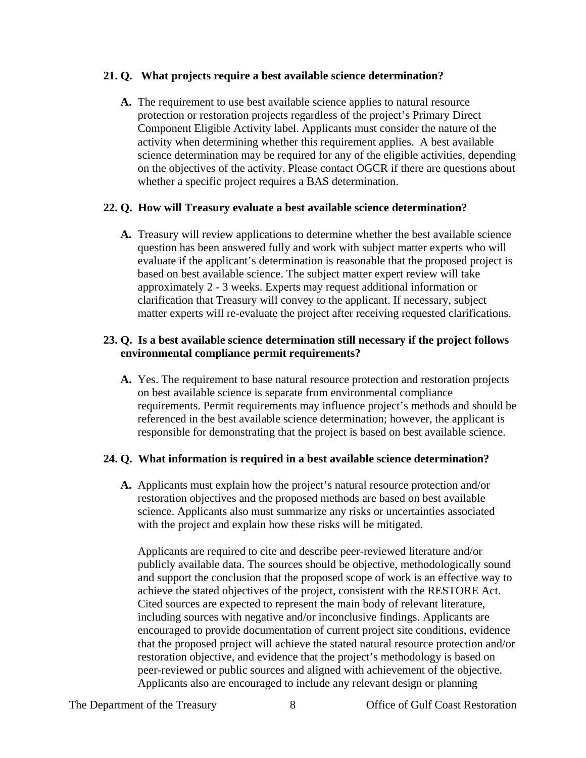**21. Q. What projects require a best available science determination?**

**A.** The requirement to use best available science applies to natural resource protection or restoration projects regardless of the project's Primary Direct Component Eligible Activity label. Applicants must consider the nature of the activity when determining whether this requirement applies. A best available science determination may be required for any of the eligible activities, depending on the objectives of the activity. Please contact OGCR if there are questions about whether a specific project requires a BAS determination.

**22. Q. How will Treasury evaluate a best available science determination?**

**A.** Treasury will review applications to determine whether the best available science question has been answered fully and work with subject matter experts who will evaluate if the applicant's determination is reasonable that the proposed project is based on best available science. The subject matter expert review will take approximately 2 - 3 weeks. Experts may request additional information or clarification that Treasury will convey to the applicant. If necessary, subject matter experts will re-evaluate the project after receiving requested clarifications.

**23. Q. Is a best available science determination still necessary if the project follows environmental compliance permit requirements?**

**A.** Yes. The requirement to base natural resource protection and restoration projects on best available science is separate from environmental compliance requirements. Permit requirements may influence project's methods and should be referenced in the best available science determination; however, the applicant is responsible for demonstrating that the project is based on best available science.

**24. Q. What information is required in a best available science determination?**

**A.** Applicants must explain how the project's natural resource protection and/or restoration objectives and the proposed methods are based on best available science. Applicants also must summarize any risks or uncertainties associated with the project and explain how these risks will be mitigated.

Applicants are required to cite and describe peer-reviewed literature and/or publicly available data. The sources should be objective, methodologically sound and support the conclusion that the proposed scope of work is an effective way to achieve the stated objectives of the project, consistent with the RESTORE Act. Cited sources are expected to represent the main body of relevant literature, including sources with negative and/or inconclusive findings. Applicants are encouraged to provide documentation of current project site conditions, evidence that the proposed project will achieve the stated natural resource protection and/or restoration objective, and evidence that the project's methodology is based on peer-reviewed or public sources and aligned with achievement of the objective. Applicants also are encouraged to include any relevant design or planning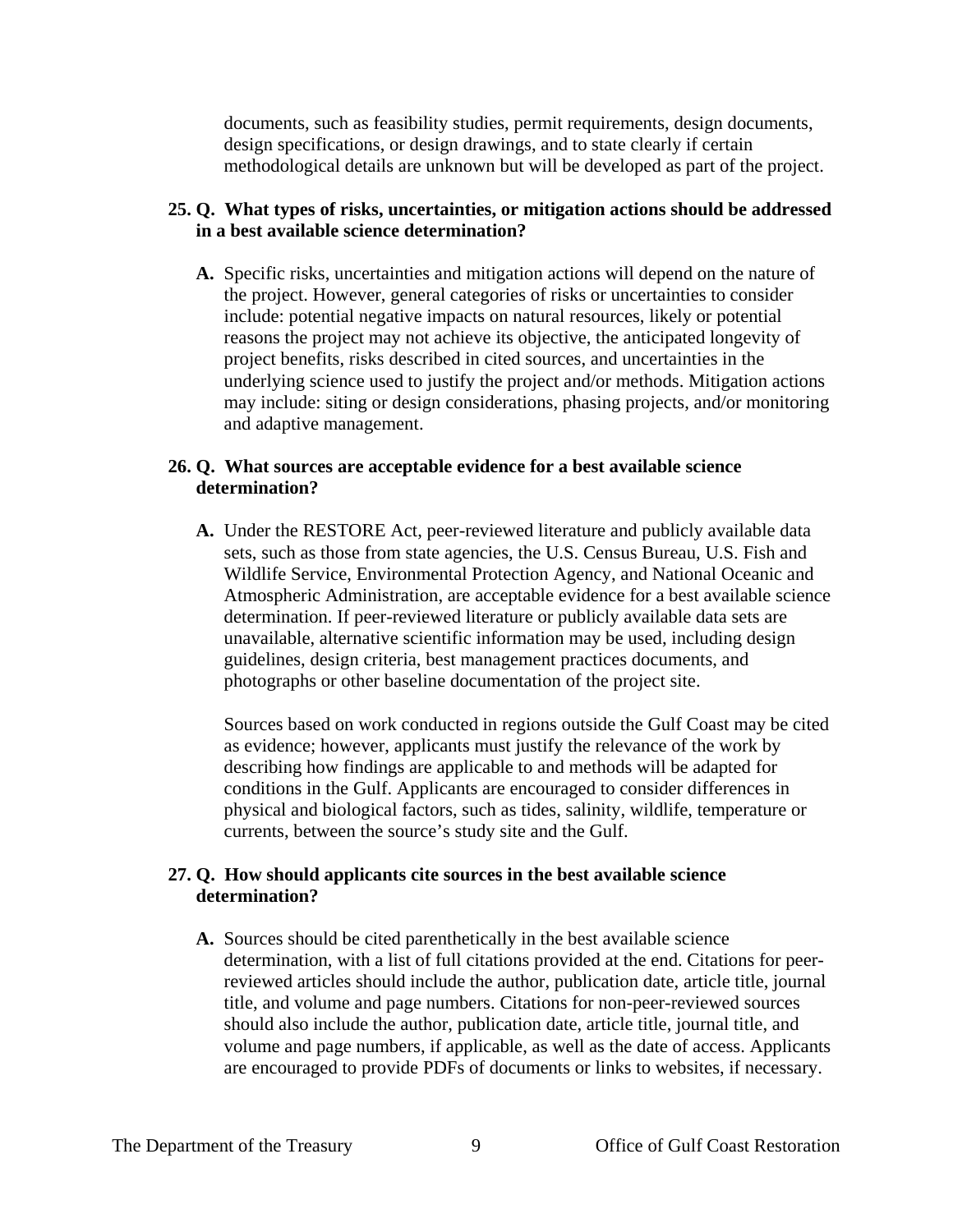documents, such as feasibility studies, permit requirements, design documents, design specifications, or design drawings, and to state clearly if certain methodological details are unknown but will be developed as part of the project.

**25. Q. What types of risks, uncertainties, or mitigation actions should be addressed in a best available science determination?**

**A.** Specific risks, uncertainties and mitigation actions will depend on the nature of the project. However, general categories of risks or uncertainties to consider include: potential negative impacts on natural resources, likely or potential reasons the project may not achieve its objective, the anticipated longevity of project benefits, risks described in cited sources, and uncertainties in the underlying science used to justify the project and/or methods. Mitigation actions may include: siting or design considerations, phasing projects, and/or monitoring and adaptive management.

**26. Q. What sources are acceptable evidence for a best available science determination?**

**A.** Under the RESTORE Act, peer-reviewed literature and publicly available data sets, such as those from state agencies, the U.S. Census Bureau, U.S. Fish and Wildlife Service, Environmental Protection Agency, and National Oceanic and Atmospheric Administration, are acceptable evidence for a best available science determination. If peer-reviewed literature or publicly available data sets are unavailable, alternative scientific information may be used, including design guidelines, design criteria, best management practices documents, and photographs or other baseline documentation of the project site.

Sources based on work conducted in regions outside the Gulf Coast may be cited as evidence; however, applicants must justify the relevance of the work by describing how findings are applicable to and methods will be adapted for conditions in the Gulf. Applicants are encouraged to consider differences in physical and biological factors, such as tides, salinity, wildlife, temperature or currents, between the source's study site and the Gulf.

**27. Q. How should applicants cite sources in the best available science determination?**

**A.** Sources should be cited parenthetically in the best available science determination, with a list of full citations provided at the end. Citations for peer-reviewed articles should include the author, publication date, article title, journal title, and volume and page numbers. Citations for non-peer-reviewed sources should also include the author, publication date, article title, journal title, and volume and page numbers, if applicable, as well as the date of access. Applicants are encouraged to provide PDFs of documents or links to websites, if necessary.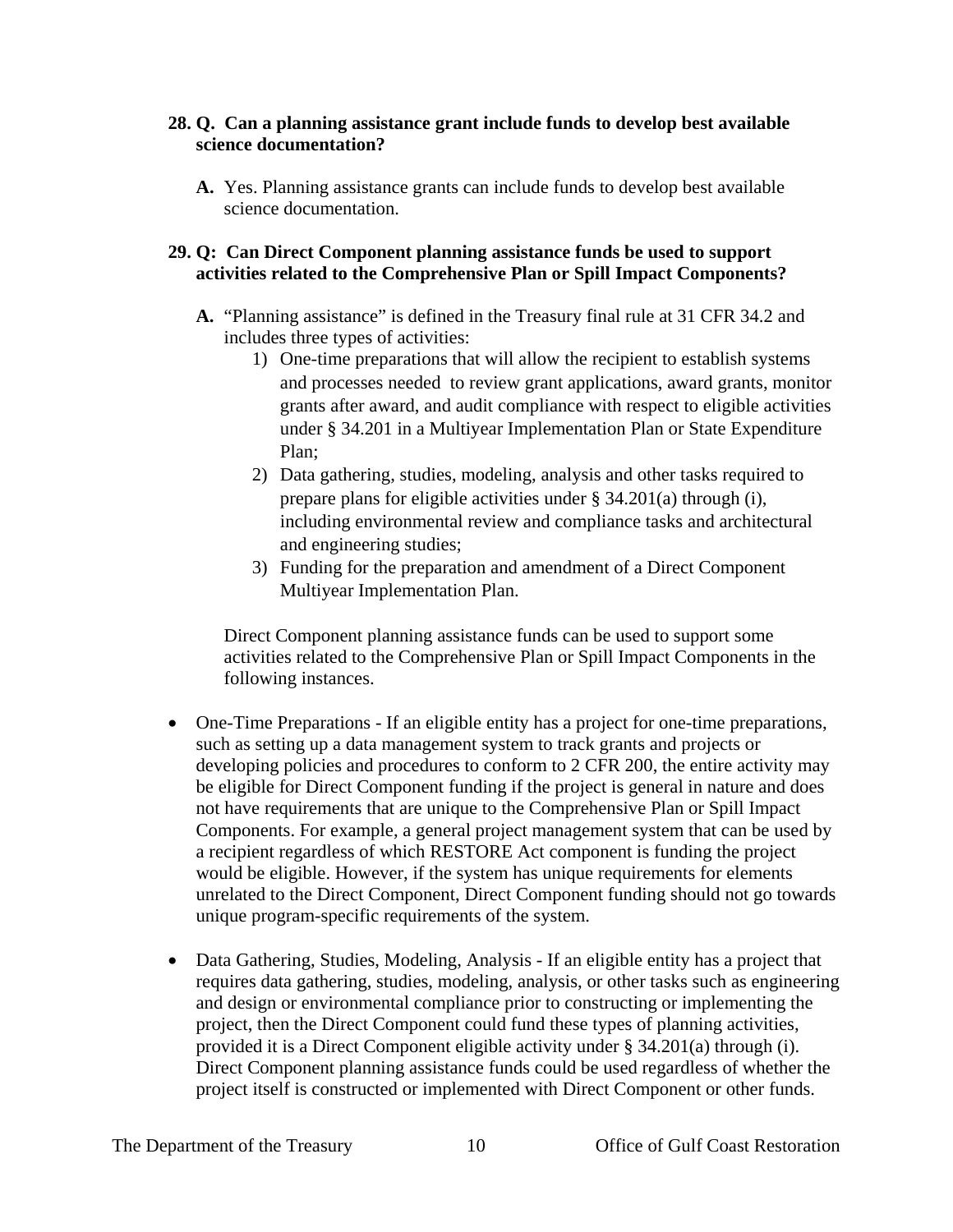**28. Q. Can a planning assistance grant include funds to develop best available science documentation?**

**A.** Yes. Planning assistance grants can include funds to develop best available science documentation.

**29. Q: Can Direct Component planning assistance funds be used to support activities related to the Comprehensive Plan or Spill Impact Components?**

**A.** "Planning assistance" is defined in the Treasury final rule at 31 CFR 34.2 and includes three types of activities:

1) One-time preparations that will allow the recipient to establish systems and processes needed to review grant applications, award grants, monitor grants after award, and audit compliance with respect to eligible activities under § 34.201 in a Multiyear Implementation Plan or State Expenditure Plan;
2) Data gathering, studies, modeling, analysis and other tasks required to prepare plans for eligible activities under § 34.201(a) through (i), including environmental review and compliance tasks and architectural and engineering studies;
3) Funding for the preparation and amendment of a Direct Component Multiyear Implementation Plan.

Direct Component planning assistance funds can be used to support some activities related to the Comprehensive Plan or Spill Impact Components in the following instances.

- One-Time Preparations - If an eligible entity has a project for one-time preparations, such as setting up a data management system to track grants and projects or developing policies and procedures to conform to 2 CFR 200, the entire activity may be eligible for Direct Component funding if the project is general in nature and does not have requirements that are unique to the Comprehensive Plan or Spill Impact Components. For example, a general project management system that can be used by a recipient regardless of which RESTORE Act component is funding the project would be eligible. However, if the system has unique requirements for elements unrelated to the Direct Component, Direct Component funding should not go towards unique program-specific requirements of the system.

- Data Gathering, Studies, Modeling, Analysis - If an eligible entity has a project that requires data gathering, studies, modeling, analysis, or other tasks such as engineering and design or environmental compliance prior to constructing or implementing the project, then the Direct Component could fund these types of planning activities, provided it is a Direct Component eligible activity under § 34.201(a) through (i). Direct Component planning assistance funds could be used regardless of whether the project itself is constructed or implemented with Direct Component or other funds.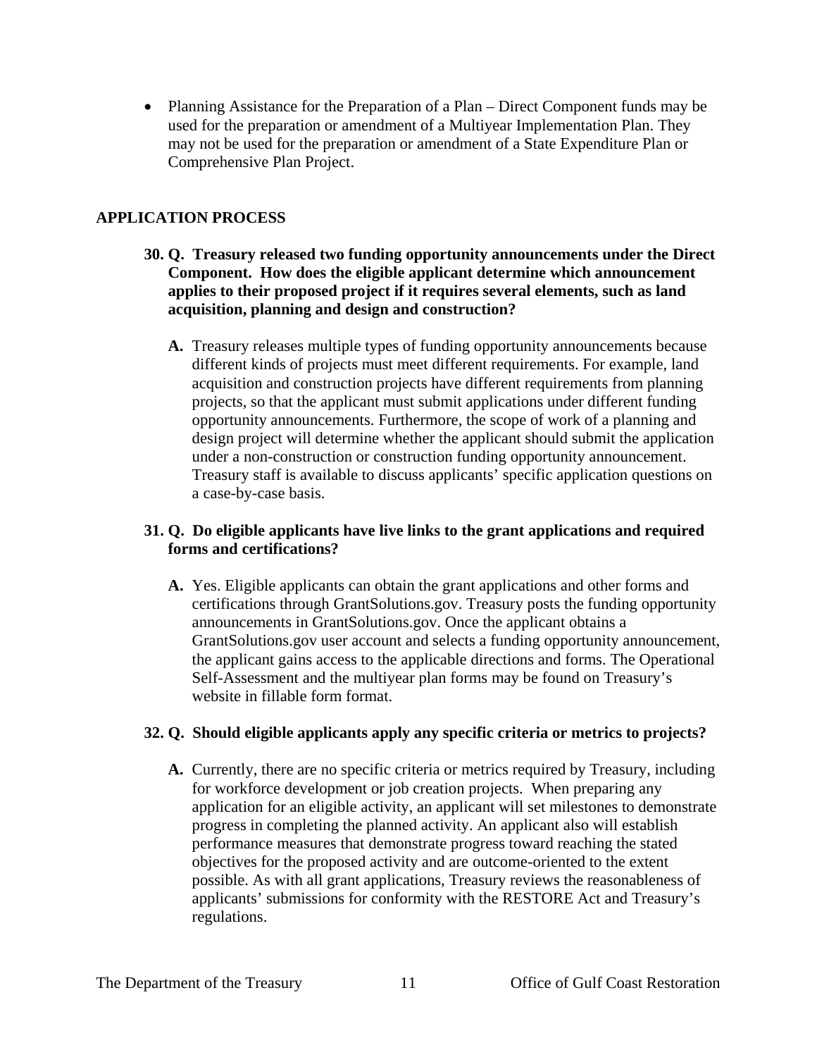- Planning Assistance for the Preparation of a Plan – Direct Component funds may be used for the preparation or amendment of a Multiyear Implementation Plan. They may not be used for the preparation or amendment of a State Expenditure Plan or Comprehensive Plan Project.

## APPLICATION PROCESS

**30. Q. Treasury released two funding opportunity announcements under the Direct Component. How does the eligible applicant determine which announcement applies to their proposed project if it requires several elements, such as land acquisition, planning and design and construction?**

**A.** Treasury releases multiple types of funding opportunity announcements because different kinds of projects must meet different requirements. For example, land acquisition and construction projects have different requirements from planning projects, so that the applicant must submit applications under different funding opportunity announcements. Furthermore, the scope of work of a planning and design project will determine whether the applicant should submit the application under a non-construction or construction funding opportunity announcement. Treasury staff is available to discuss applicants' specific application questions on a case-by-case basis.

**31. Q. Do eligible applicants have live links to the grant applications and required forms and certifications?**

**A.** Yes. Eligible applicants can obtain the grant applications and other forms and certifications through GrantSolutions.gov. Treasury posts the funding opportunity announcements in GrantSolutions.gov. Once the applicant obtains a GrantSolutions.gov user account and selects a funding opportunity announcement, the applicant gains access to the applicable directions and forms. The Operational Self-Assessment and the multiyear plan forms may be found on Treasury's website in fillable form format.

**32. Q. Should eligible applicants apply any specific criteria or metrics to projects?**

**A.** Currently, there are no specific criteria or metrics required by Treasury, including for workforce development or job creation projects. When preparing any application for an eligible activity, an applicant will set milestones to demonstrate progress in completing the planned activity. An applicant also will establish performance measures that demonstrate progress toward reaching the stated objectives for the proposed activity and are outcome-oriented to the extent possible. As with all grant applications, Treasury reviews the reasonableness of applicants' submissions for conformity with the RESTORE Act and Treasury's regulations.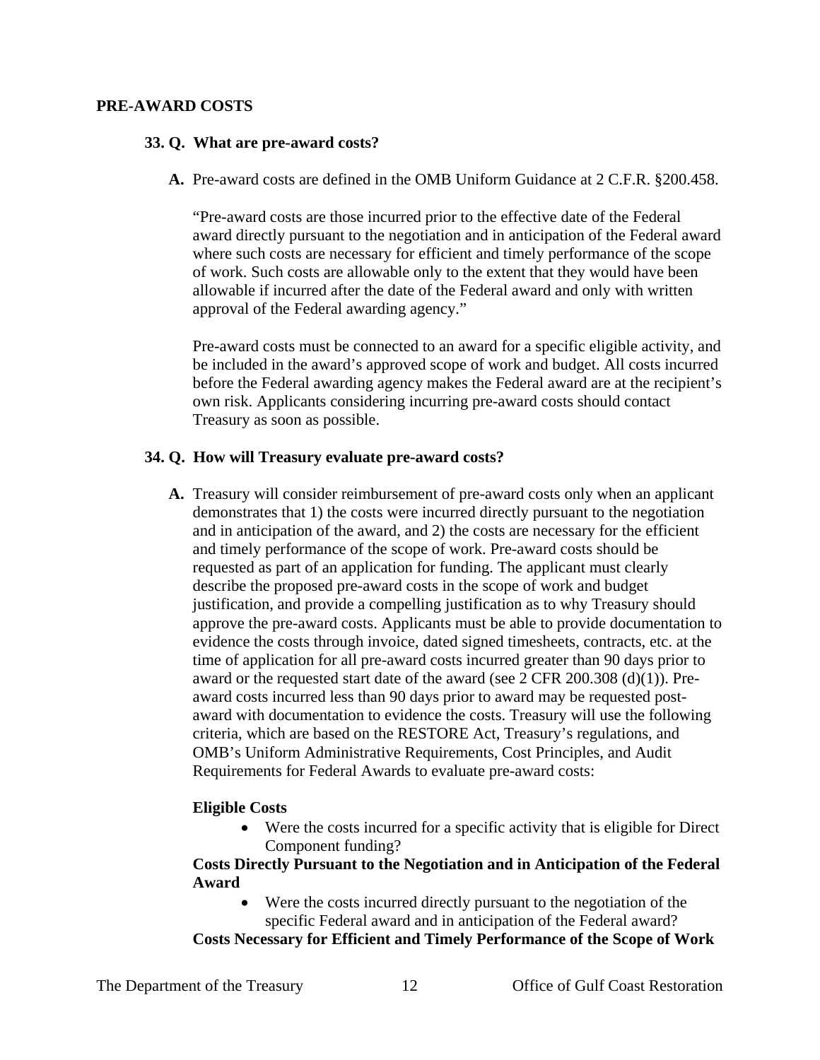## PRE-AWARD COSTS

### 33. Q. What are pre-award costs?

**A.** Pre-award costs are defined in the OMB Uniform Guidance at 2 C.F.R. §200.458.

"Pre-award costs are those incurred prior to the effective date of the Federal award directly pursuant to the negotiation and in anticipation of the Federal award where such costs are necessary for efficient and timely performance of the scope of work. Such costs are allowable only to the extent that they would have been allowable if incurred after the date of the Federal award and only with written approval of the Federal awarding agency."

Pre-award costs must be connected to an award for a specific eligible activity, and be included in the award's approved scope of work and budget. All costs incurred before the Federal awarding agency makes the Federal award are at the recipient's own risk. Applicants considering incurring pre-award costs should contact Treasury as soon as possible.

### 34. Q. How will Treasury evaluate pre-award costs?

**A.** Treasury will consider reimbursement of pre-award costs only when an applicant demonstrates that 1) the costs were incurred directly pursuant to the negotiation and in anticipation of the award, and 2) the costs are necessary for the efficient and timely performance of the scope of work. Pre-award costs should be requested as part of an application for funding. The applicant must clearly describe the proposed pre-award costs in the scope of work and budget justification, and provide a compelling justification as to why Treasury should approve the pre-award costs. Applicants must be able to provide documentation to evidence the costs through invoice, dated signed timesheets, contracts, etc. at the time of application for all pre-award costs incurred greater than 90 days prior to award or the requested start date of the award (see 2 CFR 200.308 (d)(1)). Pre-award costs incurred less than 90 days prior to award may be requested post-award with documentation to evidence the costs. Treasury will use the following criteria, which are based on the RESTORE Act, Treasury's regulations, and OMB's Uniform Administrative Requirements, Cost Principles, and Audit Requirements for Federal Awards to evaluate pre-award costs:

**Eligible Costs**

- Were the costs incurred for a specific activity that is eligible for Direct Component funding?

**Costs Directly Pursuant to the Negotiation and in Anticipation of the Federal Award**

- Were the costs incurred directly pursuant to the negotiation of the specific Federal award and in anticipation of the Federal award?

**Costs Necessary for Efficient and Timely Performance of the Scope of Work**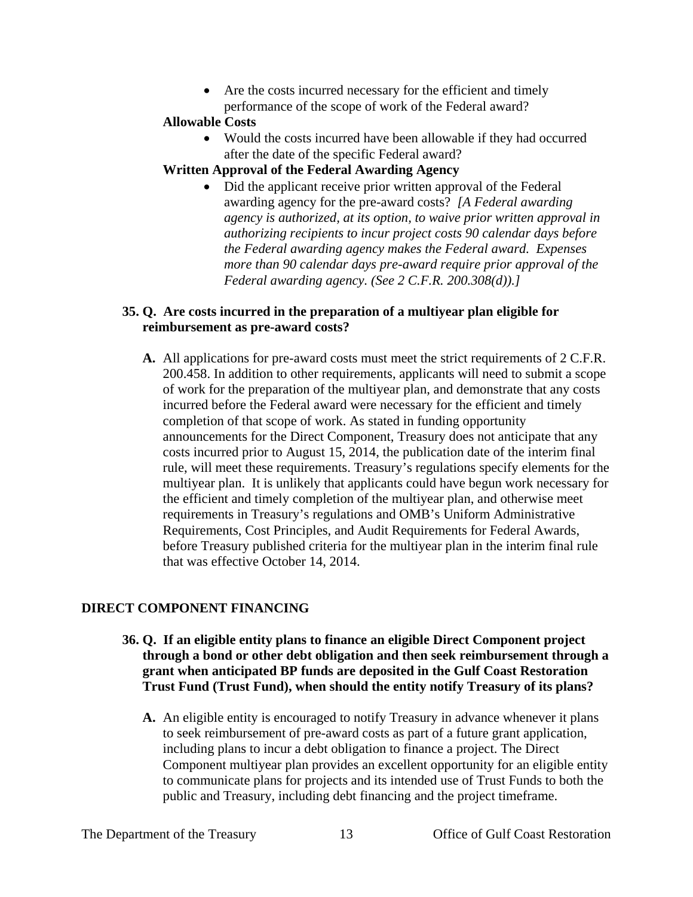- Are the costs incurred necessary for the efficient and timely performance of the scope of work of the Federal award?

**Allowable Costs**

- Would the costs incurred have been allowable if they had occurred after the date of the specific Federal award?

**Written Approval of the Federal Awarding Agency**

- Did the applicant receive prior written approval of the Federal awarding agency for the pre-award costs? *[A Federal awarding agency is authorized, at its option, to waive prior written approval in authorizing recipients to incur project costs 90 calendar days before the Federal awarding agency makes the Federal award. Expenses more than 90 calendar days pre-award require prior approval of the Federal awarding agency. (See 2 C.F.R. 200.308(d)).]*

**35. Q. Are costs incurred in the preparation of a multiyear plan eligible for reimbursement as pre-award costs?**

**A.** All applications for pre-award costs must meet the strict requirements of 2 C.F.R. 200.458. In addition to other requirements, applicants will need to submit a scope of work for the preparation of the multiyear plan, and demonstrate that any costs incurred before the Federal award were necessary for the efficient and timely completion of that scope of work. As stated in funding opportunity announcements for the Direct Component, Treasury does not anticipate that any costs incurred prior to August 15, 2014, the publication date of the interim final rule, will meet these requirements. Treasury's regulations specify elements for the multiyear plan. It is unlikely that applicants could have begun work necessary for the efficient and timely completion of the multiyear plan, and otherwise meet requirements in Treasury's regulations and OMB's Uniform Administrative Requirements, Cost Principles, and Audit Requirements for Federal Awards, before Treasury published criteria for the multiyear plan in the interim final rule that was effective October 14, 2014.

## DIRECT COMPONENT FINANCING

**36. Q. If an eligible entity plans to finance an eligible Direct Component project through a bond or other debt obligation and then seek reimbursement through a grant when anticipated BP funds are deposited in the Gulf Coast Restoration Trust Fund (Trust Fund), when should the entity notify Treasury of its plans?**

**A.** An eligible entity is encouraged to notify Treasury in advance whenever it plans to seek reimbursement of pre-award costs as part of a future grant application, including plans to incur a debt obligation to finance a project. The Direct Component multiyear plan provides an excellent opportunity for an eligible entity to communicate plans for projects and its intended use of Trust Funds to both the public and Treasury, including debt financing and the project timeframe.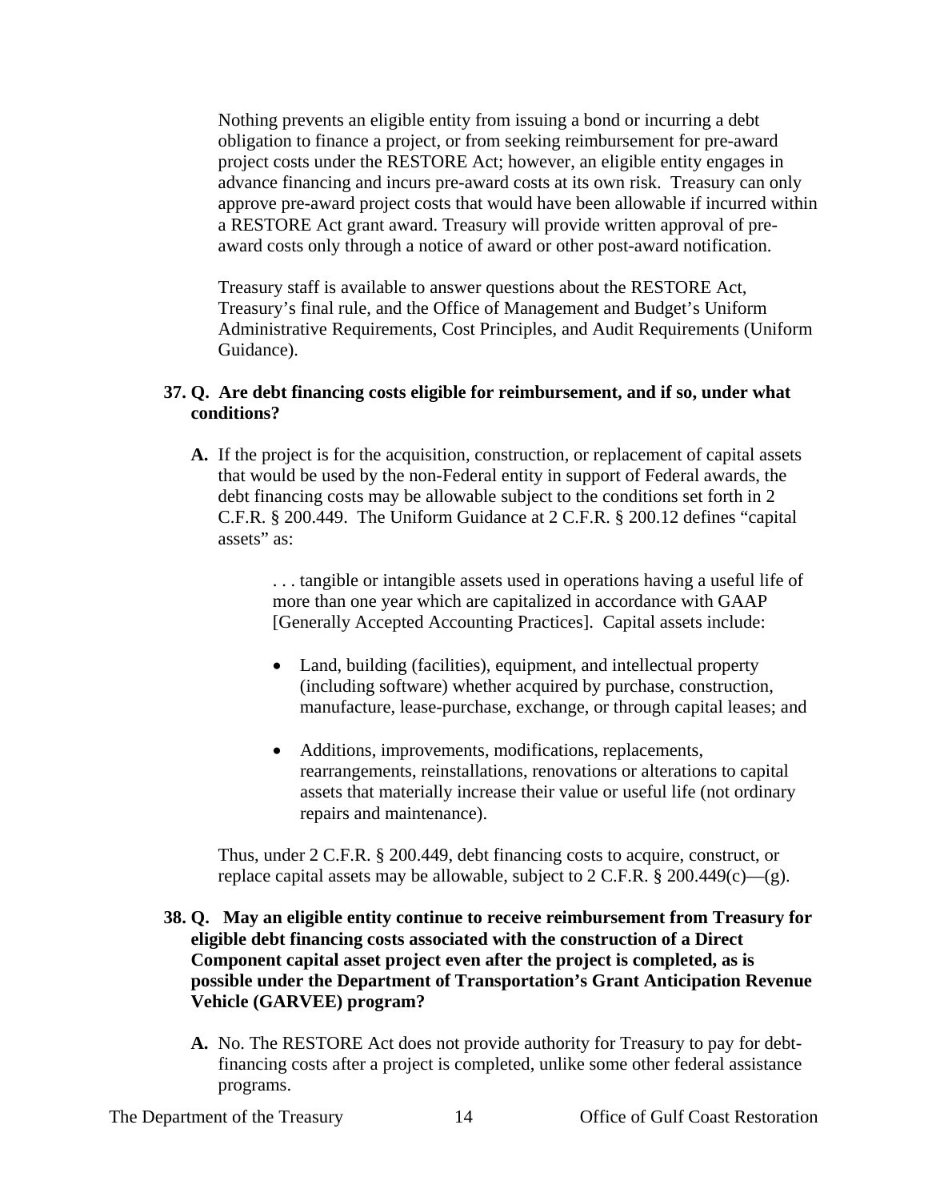Nothing prevents an eligible entity from issuing a bond or incurring a debt obligation to finance a project, or from seeking reimbursement for pre-award project costs under the RESTORE Act; however, an eligible entity engages in advance financing and incurs pre-award costs at its own risk. Treasury can only approve pre-award project costs that would have been allowable if incurred within a RESTORE Act grant award. Treasury will provide written approval of pre-award costs only through a notice of award or other post-award notification.

Treasury staff is available to answer questions about the RESTORE Act, Treasury's final rule, and the Office of Management and Budget's Uniform Administrative Requirements, Cost Principles, and Audit Requirements (Uniform Guidance).

**37. Q. Are debt financing costs eligible for reimbursement, and if so, under what conditions?**

**A.** If the project is for the acquisition, construction, or replacement of capital assets that would be used by the non-Federal entity in support of Federal awards, the debt financing costs may be allowable subject to the conditions set forth in 2 C.F.R. § 200.449. The Uniform Guidance at 2 C.F.R. § 200.12 defines "capital assets" as:

> . . . tangible or intangible assets used in operations having a useful life of more than one year which are capitalized in accordance with GAAP [Generally Accepted Accounting Practices]. Capital assets include:
>
> - Land, building (facilities), equipment, and intellectual property (including software) whether acquired by purchase, construction, manufacture, lease-purchase, exchange, or through capital leases; and
> - Additions, improvements, modifications, replacements, rearrangements, reinstallations, renovations or alterations to capital assets that materially increase their value or useful life (not ordinary repairs and maintenance).

Thus, under 2 C.F.R. § 200.449, debt financing costs to acquire, construct, or replace capital assets may be allowable, subject to 2 C.F.R. § 200.449(c)—(g).

**38. Q. May an eligible entity continue to receive reimbursement from Treasury for eligible debt financing costs associated with the construction of a Direct Component capital asset project even after the project is completed, as is possible under the Department of Transportation's Grant Anticipation Revenue Vehicle (GARVEE) program?**

**A.** No. The RESTORE Act does not provide authority for Treasury to pay for debt-financing costs after a project is completed, unlike some other federal assistance programs.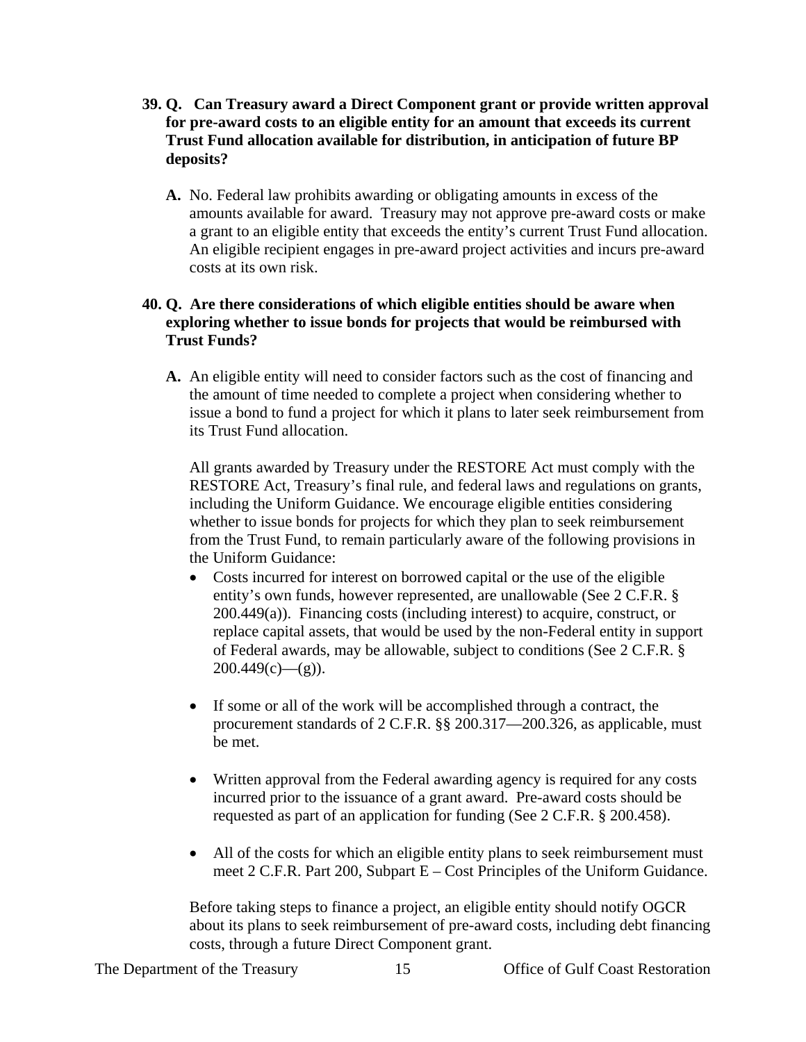**39. Q. Can Treasury award a Direct Component grant or provide written approval for pre-award costs to an eligible entity for an amount that exceeds its current Trust Fund allocation available for distribution, in anticipation of future BP deposits?**

**A.** No. Federal law prohibits awarding or obligating amounts in excess of the amounts available for award. Treasury may not approve pre-award costs or make a grant to an eligible entity that exceeds the entity's current Trust Fund allocation. An eligible recipient engages in pre-award project activities and incurs pre-award costs at its own risk.

**40. Q. Are there considerations of which eligible entities should be aware when exploring whether to issue bonds for projects that would be reimbursed with Trust Funds?**

**A.** An eligible entity will need to consider factors such as the cost of financing and the amount of time needed to complete a project when considering whether to issue a bond to fund a project for which it plans to later seek reimbursement from its Trust Fund allocation.

All grants awarded by Treasury under the RESTORE Act must comply with the RESTORE Act, Treasury's final rule, and federal laws and regulations on grants, including the Uniform Guidance. We encourage eligible entities considering whether to issue bonds for projects for which they plan to seek reimbursement from the Trust Fund, to remain particularly aware of the following provisions in the Uniform Guidance:

- Costs incurred for interest on borrowed capital or the use of the eligible entity's own funds, however represented, are unallowable (See 2 C.F.R. § 200.449(a)). Financing costs (including interest) to acquire, construct, or replace capital assets, that would be used by the non-Federal entity in support of Federal awards, may be allowable, subject to conditions (See 2 C.F.R. § 200.449(c)—(g)).

- If some or all of the work will be accomplished through a contract, the procurement standards of 2 C.F.R. §§ 200.317—200.326, as applicable, must be met.

- Written approval from the Federal awarding agency is required for any costs incurred prior to the issuance of a grant award. Pre-award costs should be requested as part of an application for funding (See 2 C.F.R. § 200.458).

- All of the costs for which an eligible entity plans to seek reimbursement must meet 2 C.F.R. Part 200, Subpart E – Cost Principles of the Uniform Guidance.

Before taking steps to finance a project, an eligible entity should notify OGCR about its plans to seek reimbursement of pre-award costs, including debt financing costs, through a future Direct Component grant.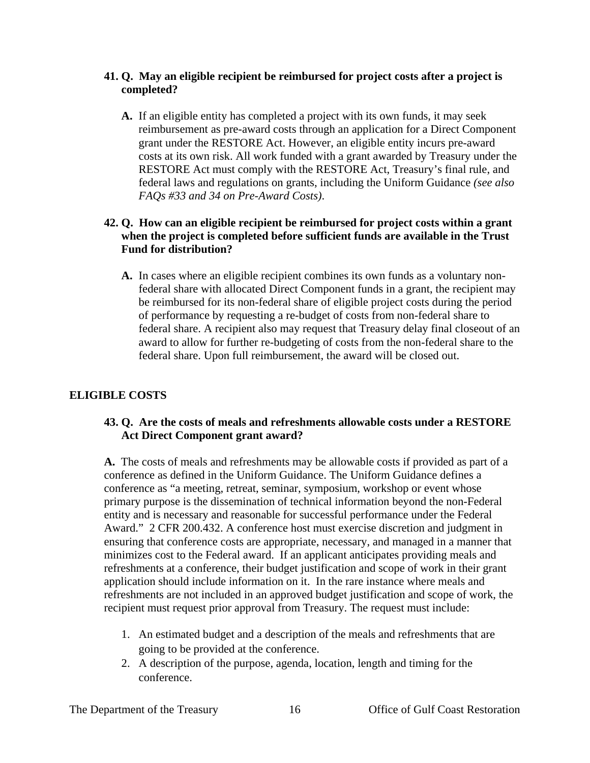**41. Q. May an eligible recipient be reimbursed for project costs after a project is completed?**

**A.** If an eligible entity has completed a project with its own funds, it may seek reimbursement as pre-award costs through an application for a Direct Component grant under the RESTORE Act. However, an eligible entity incurs pre-award costs at its own risk. All work funded with a grant awarded by Treasury under the RESTORE Act must comply with the RESTORE Act, Treasury's final rule, and federal laws and regulations on grants, including the Uniform Guidance *(see also FAQs #33 and 34 on Pre-Award Costs)*.

**42. Q. How can an eligible recipient be reimbursed for project costs within a grant when the project is completed before sufficient funds are available in the Trust Fund for distribution?**

**A.** In cases where an eligible recipient combines its own funds as a voluntary non-federal share with allocated Direct Component funds in a grant, the recipient may be reimbursed for its non-federal share of eligible project costs during the period of performance by requesting a re-budget of costs from non-federal share to federal share. A recipient also may request that Treasury delay final closeout of an award to allow for further re-budgeting of costs from the non-federal share to the federal share. Upon full reimbursement, the award will be closed out.

## ELIGIBLE COSTS

**43. Q. Are the costs of meals and refreshments allowable costs under a RESTORE Act Direct Component grant award?**

**A.** The costs of meals and refreshments may be allowable costs if provided as part of a conference as defined in the Uniform Guidance. The Uniform Guidance defines a conference as "a meeting, retreat, seminar, symposium, workshop or event whose primary purpose is the dissemination of technical information beyond the non-Federal entity and is necessary and reasonable for successful performance under the Federal Award." 2 CFR 200.432. A conference host must exercise discretion and judgment in ensuring that conference costs are appropriate, necessary, and managed in a manner that minimizes cost to the Federal award. If an applicant anticipates providing meals and refreshments at a conference, their budget justification and scope of work in their grant application should include information on it. In the rare instance where meals and refreshments are not included in an approved budget justification and scope of work, the recipient must request prior approval from Treasury. The request must include:

1. An estimated budget and a description of the meals and refreshments that are going to be provided at the conference.
2. A description of the purpose, agenda, location, length and timing for the conference.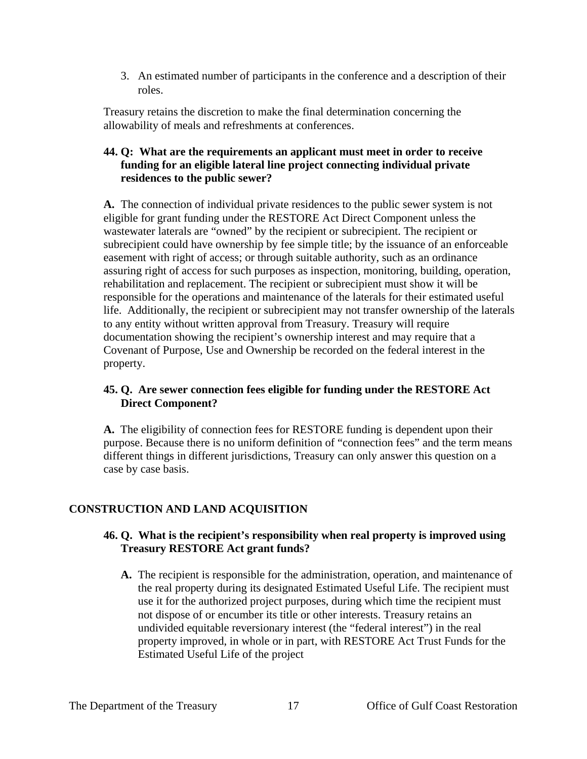3. An estimated number of participants in the conference and a description of their roles.

Treasury retains the discretion to make the final determination concerning the allowability of meals and refreshments at conferences.

**44. Q: What are the requirements an applicant must meet in order to receive funding for an eligible lateral line project connecting individual private residences to the public sewer?**

**A.** The connection of individual private residences to the public sewer system is not eligible for grant funding under the RESTORE Act Direct Component unless the wastewater laterals are "owned" by the recipient or subrecipient. The recipient or subrecipient could have ownership by fee simple title; by the issuance of an enforceable easement with right of access; or through suitable authority, such as an ordinance assuring right of access for such purposes as inspection, monitoring, building, operation, rehabilitation and replacement. The recipient or subrecipient must show it will be responsible for the operations and maintenance of the laterals for their estimated useful life. Additionally, the recipient or subrecipient may not transfer ownership of the laterals to any entity without written approval from Treasury. Treasury will require documentation showing the recipient's ownership interest and may require that a Covenant of Purpose, Use and Ownership be recorded on the federal interest in the property.

**45. Q. Are sewer connection fees eligible for funding under the RESTORE Act Direct Component?**

**A.** The eligibility of connection fees for RESTORE funding is dependent upon their purpose. Because there is no uniform definition of "connection fees" and the term means different things in different jurisdictions, Treasury can only answer this question on a case by case basis.

## CONSTRUCTION AND LAND ACQUISITION

**46. Q. What is the recipient's responsibility when real property is improved using Treasury RESTORE Act grant funds?**

**A.** The recipient is responsible for the administration, operation, and maintenance of the real property during its designated Estimated Useful Life. The recipient must use it for the authorized project purposes, during which time the recipient must not dispose of or encumber its title or other interests. Treasury retains an undivided equitable reversionary interest (the "federal interest") in the real property improved, in whole or in part, with RESTORE Act Trust Funds for the Estimated Useful Life of the project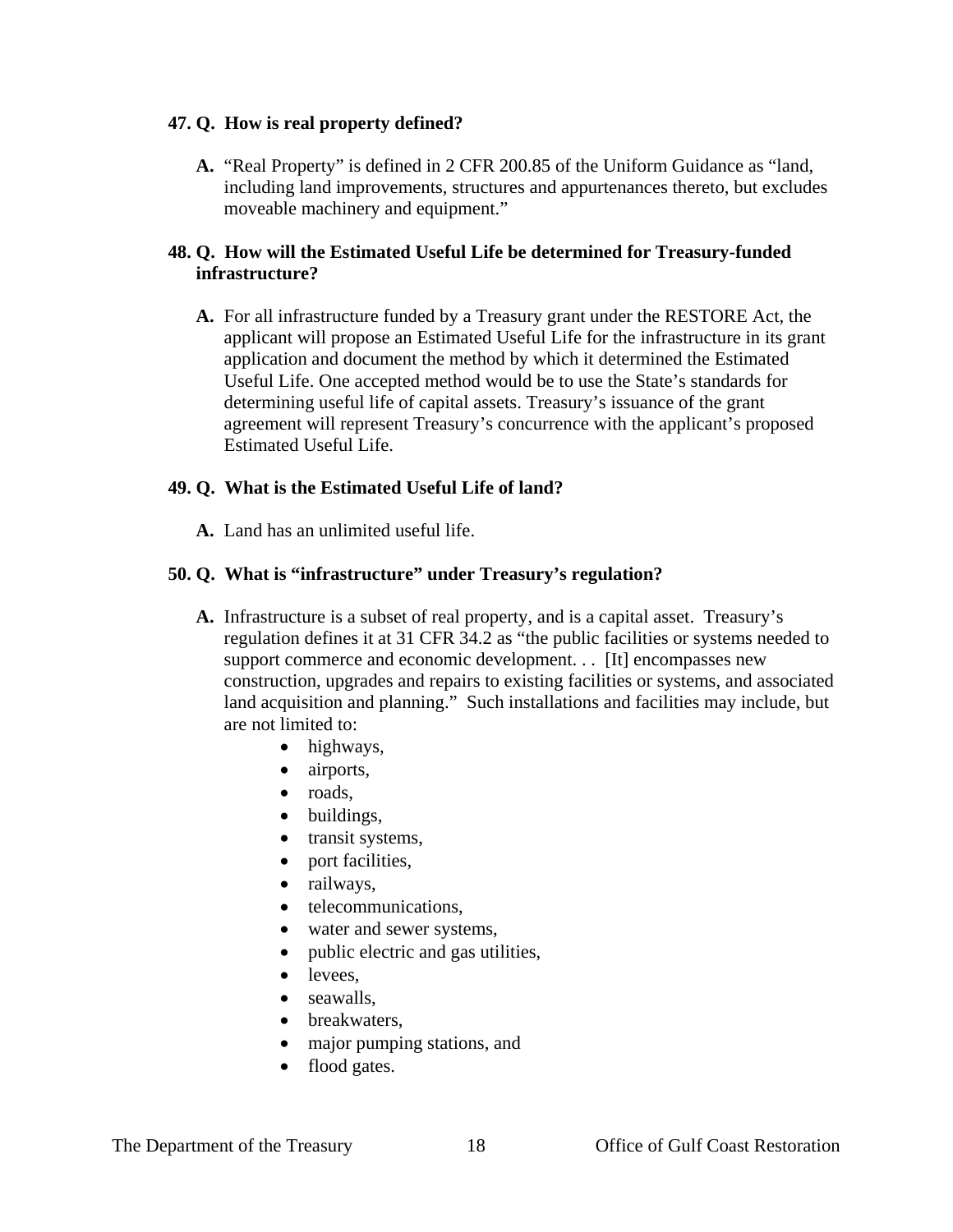**47. Q. How is real property defined?**

**A.** "Real Property" is defined in 2 CFR 200.85 of the Uniform Guidance as "land, including land improvements, structures and appurtenances thereto, but excludes moveable machinery and equipment."

**48. Q. How will the Estimated Useful Life be determined for Treasury-funded infrastructure?**

**A.** For all infrastructure funded by a Treasury grant under the RESTORE Act, the applicant will propose an Estimated Useful Life for the infrastructure in its grant application and document the method by which it determined the Estimated Useful Life. One accepted method would be to use the State's standards for determining useful life of capital assets. Treasury's issuance of the grant agreement will represent Treasury's concurrence with the applicant's proposed Estimated Useful Life.

**49. Q. What is the Estimated Useful Life of land?**

**A.** Land has an unlimited useful life.

**50. Q. What is "infrastructure" under Treasury's regulation?**

**A.** Infrastructure is a subset of real property, and is a capital asset. Treasury's regulation defines it at 31 CFR 34.2 as "the public facilities or systems needed to support commerce and economic development. . . [It] encompasses new construction, upgrades and repairs to existing facilities or systems, and associated land acquisition and planning." Such installations and facilities may include, but are not limited to:

- highways,
- airports,
- roads,
- buildings,
- transit systems,
- port facilities,
- railways,
- telecommunications,
- water and sewer systems,
- public electric and gas utilities,
- levees,
- seawalls,
- breakwaters,
- major pumping stations, and
- flood gates.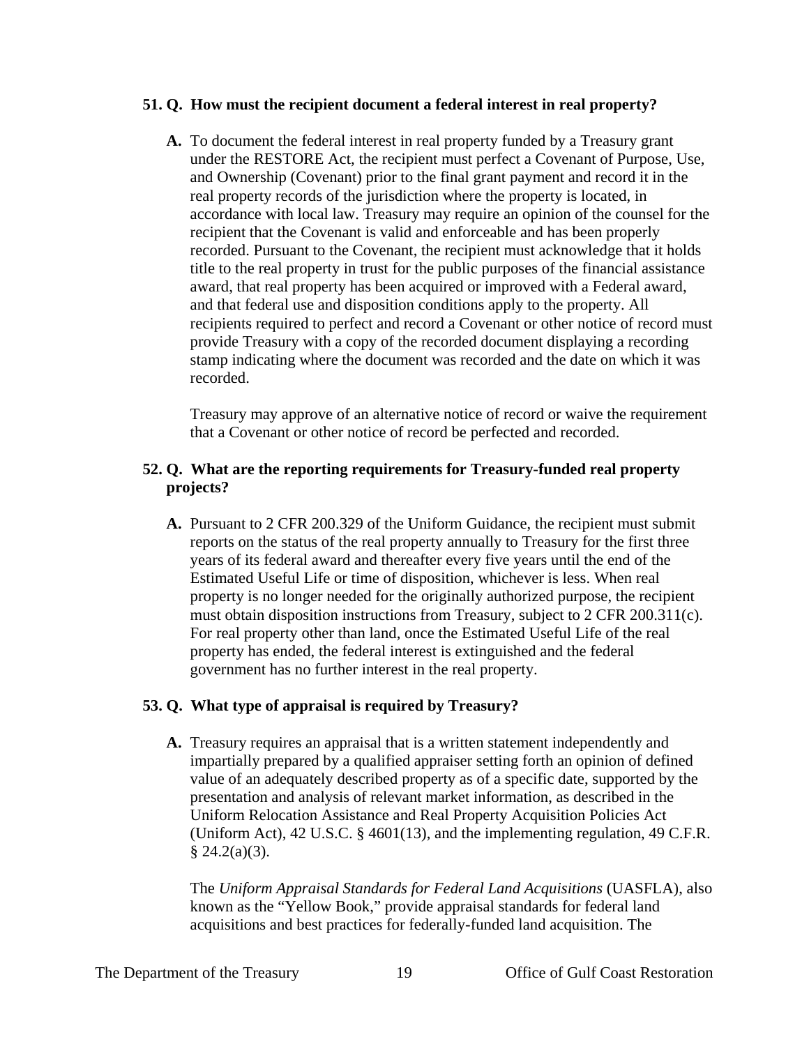**51. Q. How must the recipient document a federal interest in real property?**

**A.** To document the federal interest in real property funded by a Treasury grant under the RESTORE Act, the recipient must perfect a Covenant of Purpose, Use, and Ownership (Covenant) prior to the final grant payment and record it in the real property records of the jurisdiction where the property is located, in accordance with local law. Treasury may require an opinion of the counsel for the recipient that the Covenant is valid and enforceable and has been properly recorded. Pursuant to the Covenant, the recipient must acknowledge that it holds title to the real property in trust for the public purposes of the financial assistance award, that real property has been acquired or improved with a Federal award, and that federal use and disposition conditions apply to the property. All recipients required to perfect and record a Covenant or other notice of record must provide Treasury with a copy of the recorded document displaying a recording stamp indicating where the document was recorded and the date on which it was recorded.

Treasury may approve of an alternative notice of record or waive the requirement that a Covenant or other notice of record be perfected and recorded.

**52. Q. What are the reporting requirements for Treasury-funded real property projects?**

**A.** Pursuant to 2 CFR 200.329 of the Uniform Guidance, the recipient must submit reports on the status of the real property annually to Treasury for the first three years of its federal award and thereafter every five years until the end of the Estimated Useful Life or time of disposition, whichever is less. When real property is no longer needed for the originally authorized purpose, the recipient must obtain disposition instructions from Treasury, subject to 2 CFR 200.311(c). For real property other than land, once the Estimated Useful Life of the real property has ended, the federal interest is extinguished and the federal government has no further interest in the real property.

**53. Q. What type of appraisal is required by Treasury?**

**A.** Treasury requires an appraisal that is a written statement independently and impartially prepared by a qualified appraiser setting forth an opinion of defined value of an adequately described property as of a specific date, supported by the presentation and analysis of relevant market information, as described in the Uniform Relocation Assistance and Real Property Acquisition Policies Act (Uniform Act), 42 U.S.C. § 4601(13), and the implementing regulation, 49 C.F.R. § 24.2(a)(3).

The *Uniform Appraisal Standards for Federal Land Acquisitions* (UASFLA), also known as the "Yellow Book," provide appraisal standards for federal land acquisitions and best practices for federally-funded land acquisition. The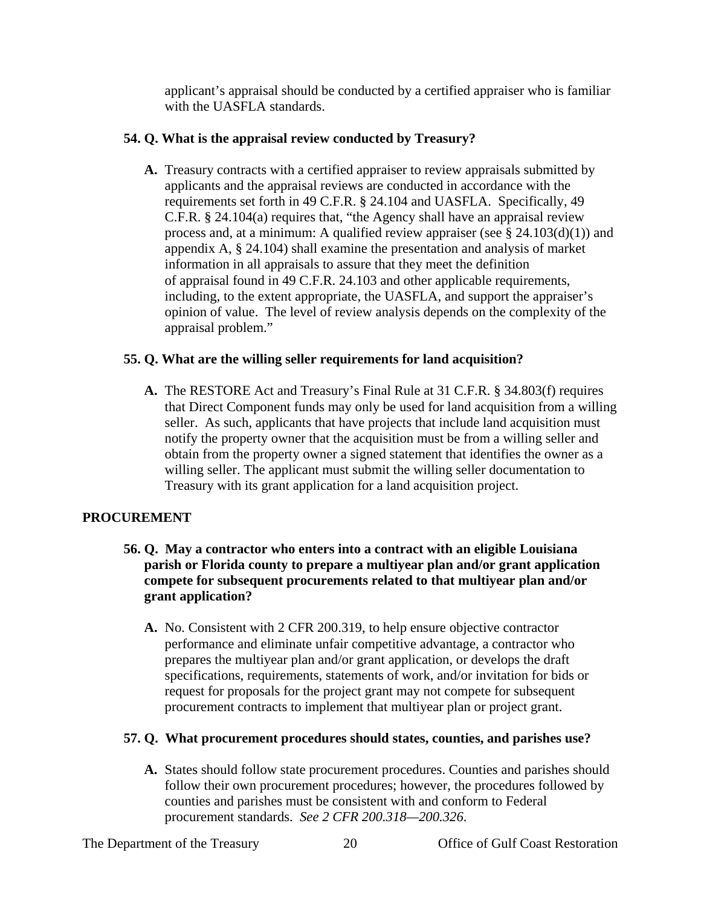applicant's appraisal should be conducted by a certified appraiser who is familiar with the UASFLA standards.

**54. Q. What is the appraisal review conducted by Treasury?**

**A.** Treasury contracts with a certified appraiser to review appraisals submitted by applicants and the appraisal reviews are conducted in accordance with the requirements set forth in 49 C.F.R. § 24.104 and UASFLA. Specifically, 49 C.F.R. § 24.104(a) requires that, "the Agency shall have an appraisal review process and, at a minimum: A qualified review appraiser (see § 24.103(d)(1)) and appendix A, § 24.104) shall examine the presentation and analysis of market information in all appraisals to assure that they meet the definition of appraisal found in 49 C.F.R. 24.103 and other applicable requirements, including, to the extent appropriate, the UASFLA, and support the appraiser's opinion of value. The level of review analysis depends on the complexity of the appraisal problem."

**55. Q. What are the willing seller requirements for land acquisition?**

**A.** The RESTORE Act and Treasury's Final Rule at 31 C.F.R. § 34.803(f) requires that Direct Component funds may only be used for land acquisition from a willing seller. As such, applicants that have projects that include land acquisition must notify the property owner that the acquisition must be from a willing seller and obtain from the property owner a signed statement that identifies the owner as a willing seller. The applicant must submit the willing seller documentation to Treasury with its grant application for a land acquisition project.

## PROCUREMENT

**56. Q. May a contractor who enters into a contract with an eligible Louisiana parish or Florida county to prepare a multiyear plan and/or grant application compete for subsequent procurements related to that multiyear plan and/or grant application?**

**A.** No. Consistent with 2 CFR 200.319, to help ensure objective contractor performance and eliminate unfair competitive advantage, a contractor who prepares the multiyear plan and/or grant application, or develops the draft specifications, requirements, statements of work, and/or invitation for bids or request for proposals for the project grant may not compete for subsequent procurement contracts to implement that multiyear plan or project grant.

**57. Q. What procurement procedures should states, counties, and parishes use?**

**A.** States should follow state procurement procedures. Counties and parishes should follow their own procurement procedures; however, the procedures followed by counties and parishes must be consistent with and conform to Federal procurement standards. *See 2 CFR 200.318—200.326*.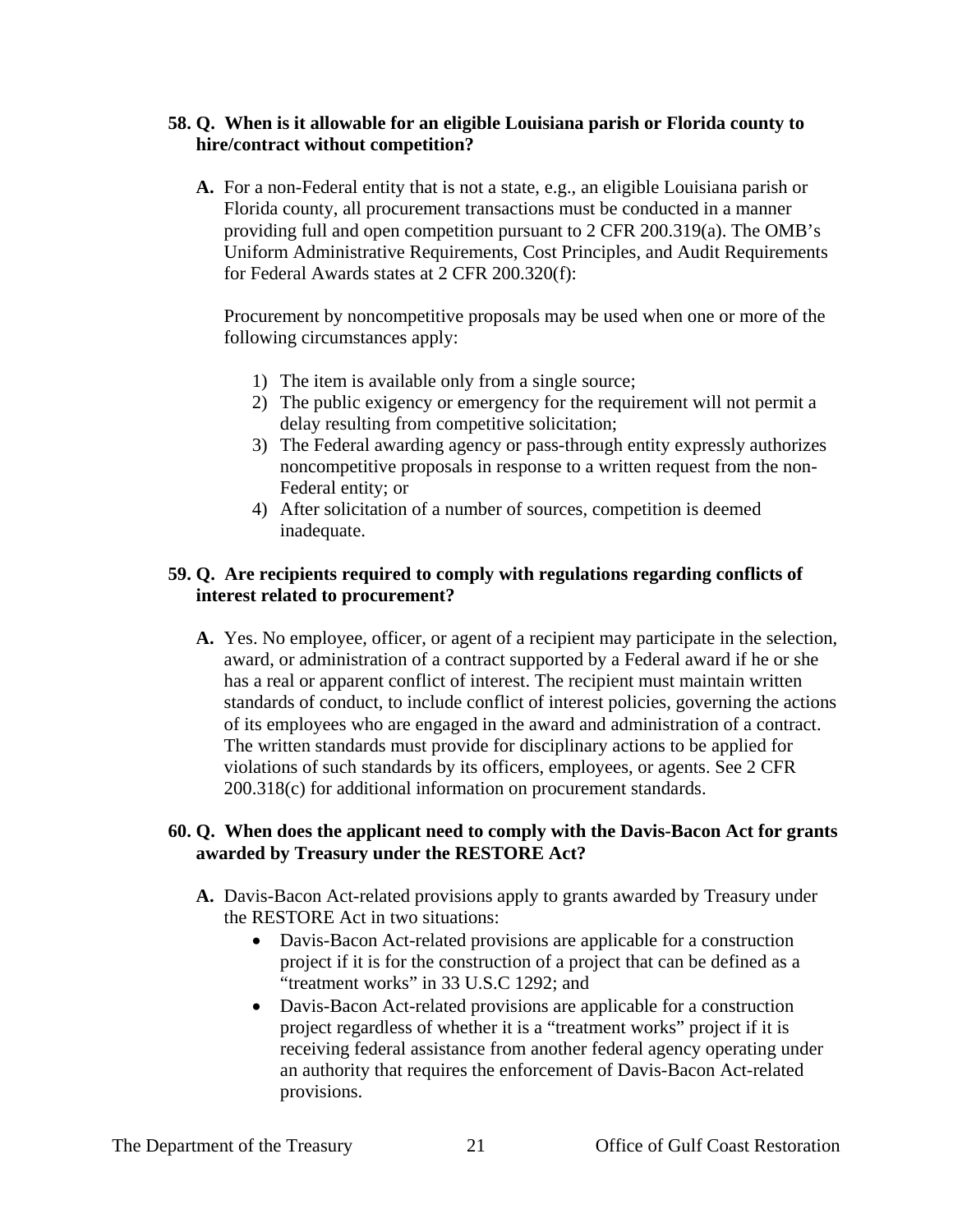**58. Q. When is it allowable for an eligible Louisiana parish or Florida county to hire/contract without competition?**

**A.** For a non-Federal entity that is not a state, e.g., an eligible Louisiana parish or Florida county, all procurement transactions must be conducted in a manner providing full and open competition pursuant to 2 CFR 200.319(a). The OMB's Uniform Administrative Requirements, Cost Principles, and Audit Requirements for Federal Awards states at 2 CFR 200.320(f):

Procurement by noncompetitive proposals may be used when one or more of the following circumstances apply:

1) The item is available only from a single source;
2) The public exigency or emergency for the requirement will not permit a delay resulting from competitive solicitation;
3) The Federal awarding agency or pass-through entity expressly authorizes noncompetitive proposals in response to a written request from the non-Federal entity; or
4) After solicitation of a number of sources, competition is deemed inadequate.

**59. Q. Are recipients required to comply with regulations regarding conflicts of interest related to procurement?**

**A.** Yes. No employee, officer, or agent of a recipient may participate in the selection, award, or administration of a contract supported by a Federal award if he or she has a real or apparent conflict of interest. The recipient must maintain written standards of conduct, to include conflict of interest policies, governing the actions of its employees who are engaged in the award and administration of a contract. The written standards must provide for disciplinary actions to be applied for violations of such standards by its officers, employees, or agents. See 2 CFR 200.318(c) for additional information on procurement standards.

**60. Q. When does the applicant need to comply with the Davis-Bacon Act for grants awarded by Treasury under the RESTORE Act?**

**A.** Davis-Bacon Act-related provisions apply to grants awarded by Treasury under the RESTORE Act in two situations:

- Davis-Bacon Act-related provisions are applicable for a construction project if it is for the construction of a project that can be defined as a "treatment works" in 33 U.S.C 1292; and
- Davis-Bacon Act-related provisions are applicable for a construction project regardless of whether it is a "treatment works" project if it is receiving federal assistance from another federal agency operating under an authority that requires the enforcement of Davis-Bacon Act-related provisions.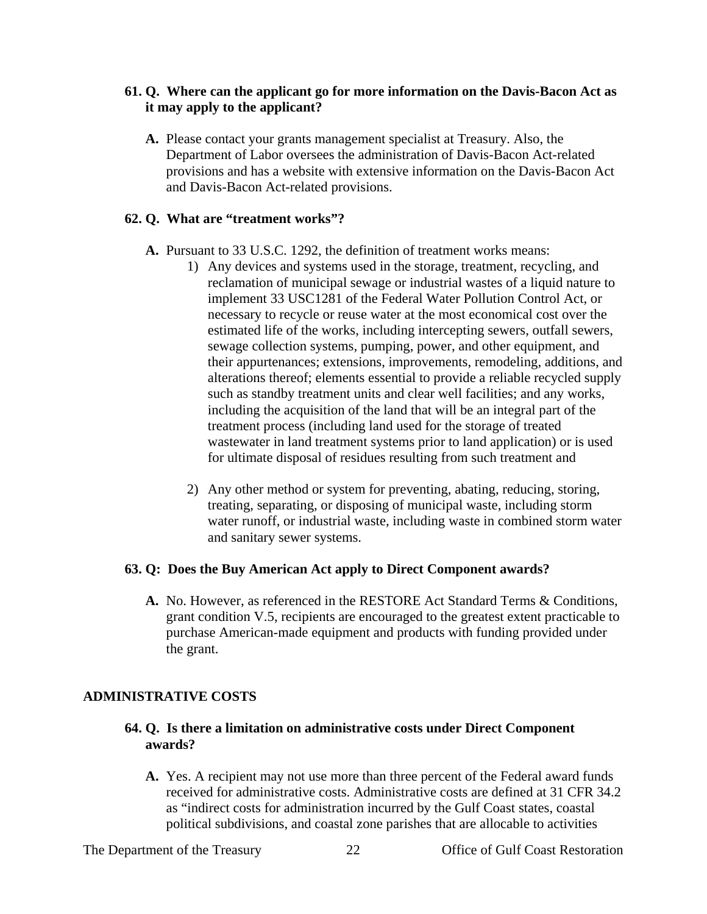**61. Q. Where can the applicant go for more information on the Davis-Bacon Act as it may apply to the applicant?**

**A.** Please contact your grants management specialist at Treasury. Also, the Department of Labor oversees the administration of Davis-Bacon Act-related provisions and has a website with extensive information on the Davis-Bacon Act and Davis-Bacon Act-related provisions.

**62. Q. What are "treatment works"?**

**A.** Pursuant to 33 U.S.C. 1292, the definition of treatment works means:

1) Any devices and systems used in the storage, treatment, recycling, and reclamation of municipal sewage or industrial wastes of a liquid nature to implement 33 USC1281 of the Federal Water Pollution Control Act, or necessary to recycle or reuse water at the most economical cost over the estimated life of the works, including intercepting sewers, outfall sewers, sewage collection systems, pumping, power, and other equipment, and their appurtenances; extensions, improvements, remodeling, additions, and alterations thereof; elements essential to provide a reliable recycled supply such as standby treatment units and clear well facilities; and any works, including the acquisition of the land that will be an integral part of the treatment process (including land used for the storage of treated wastewater in land treatment systems prior to land application) or is used for ultimate disposal of residues resulting from such treatment and

2) Any other method or system for preventing, abating, reducing, storing, treating, separating, or disposing of municipal waste, including storm water runoff, or industrial waste, including waste in combined storm water and sanitary sewer systems.

**63. Q: Does the Buy American Act apply to Direct Component awards?**

**A.** No. However, as referenced in the RESTORE Act Standard Terms & Conditions, grant condition V.5, recipients are encouraged to the greatest extent practicable to purchase American-made equipment and products with funding provided under the grant.

## ADMINISTRATIVE COSTS

**64. Q. Is there a limitation on administrative costs under Direct Component awards?**

**A.** Yes. A recipient may not use more than three percent of the Federal award funds received for administrative costs. Administrative costs are defined at 31 CFR 34.2 as "indirect costs for administration incurred by the Gulf Coast states, coastal political subdivisions, and coastal zone parishes that are allocable to activities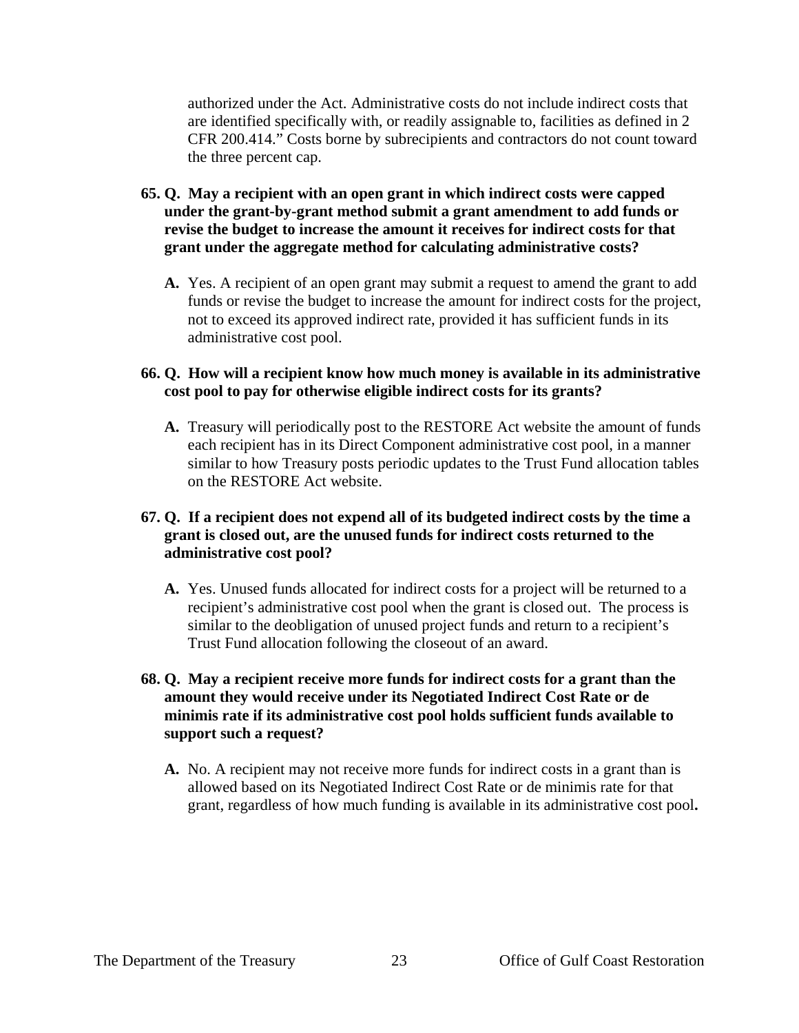authorized under the Act. Administrative costs do not include indirect costs that are identified specifically with, or readily assignable to, facilities as defined in 2 CFR 200.414." Costs borne by subrecipients and contractors do not count toward the three percent cap.

**65. Q. May a recipient with an open grant in which indirect costs were capped under the grant-by-grant method submit a grant amendment to add funds or revise the budget to increase the amount it receives for indirect costs for that grant under the aggregate method for calculating administrative costs?**

**A.** Yes. A recipient of an open grant may submit a request to amend the grant to add funds or revise the budget to increase the amount for indirect costs for the project, not to exceed its approved indirect rate, provided it has sufficient funds in its administrative cost pool.

**66. Q. How will a recipient know how much money is available in its administrative cost pool to pay for otherwise eligible indirect costs for its grants?**

**A.** Treasury will periodically post to the RESTORE Act website the amount of funds each recipient has in its Direct Component administrative cost pool, in a manner similar to how Treasury posts periodic updates to the Trust Fund allocation tables on the RESTORE Act website.

**67. Q. If a recipient does not expend all of its budgeted indirect costs by the time a grant is closed out, are the unused funds for indirect costs returned to the administrative cost pool?**

**A.** Yes. Unused funds allocated for indirect costs for a project will be returned to a recipient's administrative cost pool when the grant is closed out. The process is similar to the deobligation of unused project funds and return to a recipient's Trust Fund allocation following the closeout of an award.

**68. Q. May a recipient receive more funds for indirect costs for a grant than the amount they would receive under its Negotiated Indirect Cost Rate or de minimis rate if its administrative cost pool holds sufficient funds available to support such a request?**

**A.** No. A recipient may not receive more funds for indirect costs in a grant than is allowed based on its Negotiated Indirect Cost Rate or de minimis rate for that grant, regardless of how much funding is available in its administrative cost pool.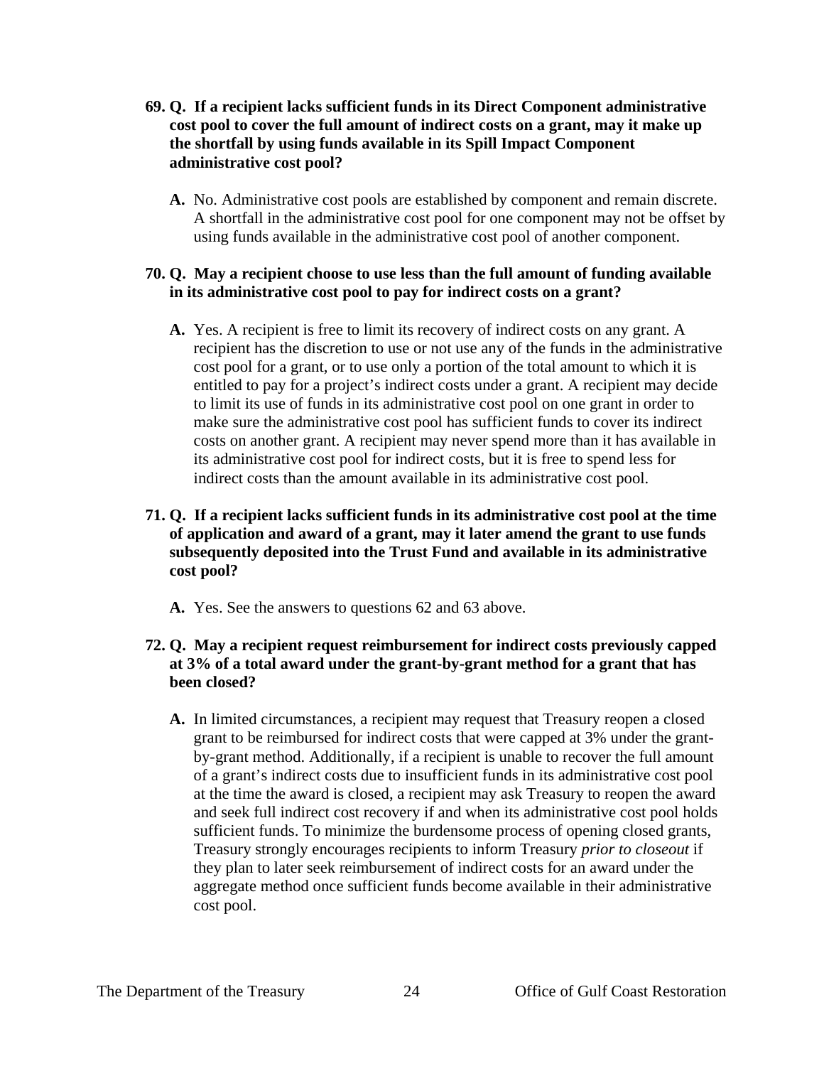**69. Q. If a recipient lacks sufficient funds in its Direct Component administrative cost pool to cover the full amount of indirect costs on a grant, may it make up the shortfall by using funds available in its Spill Impact Component administrative cost pool?**

**A.** No. Administrative cost pools are established by component and remain discrete. A shortfall in the administrative cost pool for one component may not be offset by using funds available in the administrative cost pool of another component.

**70. Q. May a recipient choose to use less than the full amount of funding available in its administrative cost pool to pay for indirect costs on a grant?**

**A.** Yes. A recipient is free to limit its recovery of indirect costs on any grant. A recipient has the discretion to use or not use any of the funds in the administrative cost pool for a grant, or to use only a portion of the total amount to which it is entitled to pay for a project's indirect costs under a grant. A recipient may decide to limit its use of funds in its administrative cost pool on one grant in order to make sure the administrative cost pool has sufficient funds to cover its indirect costs on another grant. A recipient may never spend more than it has available in its administrative cost pool for indirect costs, but it is free to spend less for indirect costs than the amount available in its administrative cost pool.

**71. Q. If a recipient lacks sufficient funds in its administrative cost pool at the time of application and award of a grant, may it later amend the grant to use funds subsequently deposited into the Trust Fund and available in its administrative cost pool?**

**A.** Yes. See the answers to questions 62 and 63 above.

**72. Q. May a recipient request reimbursement for indirect costs previously capped at 3% of a total award under the grant-by-grant method for a grant that has been closed?**

**A.** In limited circumstances, a recipient may request that Treasury reopen a closed grant to be reimbursed for indirect costs that were capped at 3% under the grant-by-grant method. Additionally, if a recipient is unable to recover the full amount of a grant's indirect costs due to insufficient funds in its administrative cost pool at the time the award is closed, a recipient may ask Treasury to reopen the award and seek full indirect cost recovery if and when its administrative cost pool holds sufficient funds. To minimize the burdensome process of opening closed grants, Treasury strongly encourages recipients to inform Treasury *prior to closeout* if they plan to later seek reimbursement of indirect costs for an award under the aggregate method once sufficient funds become available in their administrative cost pool.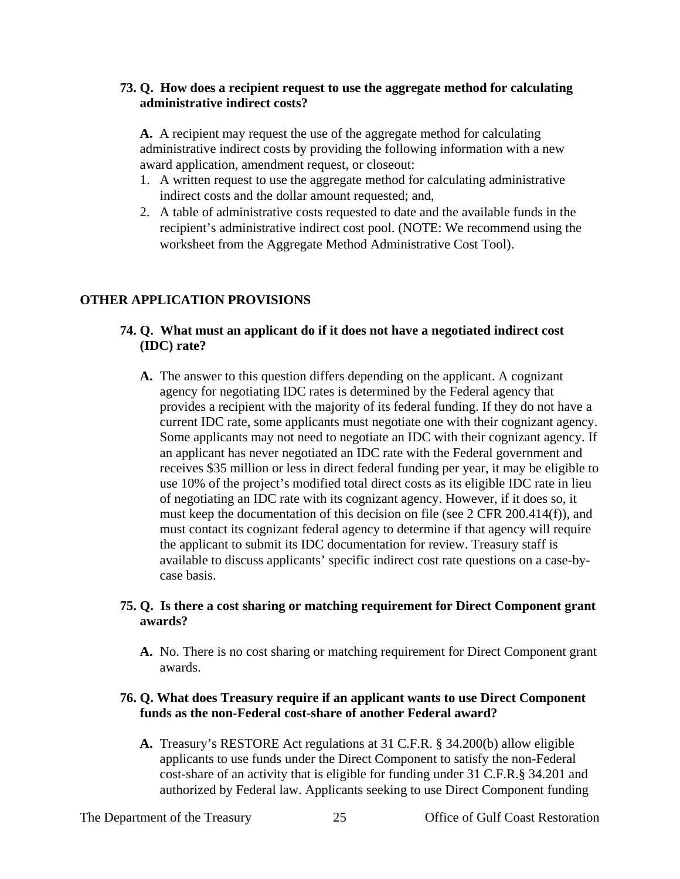**73. Q. How does a recipient request to use the aggregate method for calculating administrative indirect costs?**

**A.** A recipient may request the use of the aggregate method for calculating administrative indirect costs by providing the following information with a new award application, amendment request, or closeout:

1. A written request to use the aggregate method for calculating administrative indirect costs and the dollar amount requested; and,
2. A table of administrative costs requested to date and the available funds in the recipient's administrative indirect cost pool. (NOTE: We recommend using the worksheet from the Aggregate Method Administrative Cost Tool).

## OTHER APPLICATION PROVISIONS

**74. Q. What must an applicant do if it does not have a negotiated indirect cost (IDC) rate?**

**A.** The answer to this question differs depending on the applicant. A cognizant agency for negotiating IDC rates is determined by the Federal agency that provides a recipient with the majority of its federal funding. If they do not have a current IDC rate, some applicants must negotiate one with their cognizant agency. Some applicants may not need to negotiate an IDC with their cognizant agency. If an applicant has never negotiated an IDC rate with the Federal government and receives $35 million or less in direct federal funding per year, it may be eligible to use 10% of the project's modified total direct costs as its eligible IDC rate in lieu of negotiating an IDC rate with its cognizant agency. However, if it does so, it must keep the documentation of this decision on file (see 2 CFR 200.414(f)), and must contact its cognizant federal agency to determine if that agency will require the applicant to submit its IDC documentation for review. Treasury staff is available to discuss applicants' specific indirect cost rate questions on a case-by-case basis.

**75. Q. Is there a cost sharing or matching requirement for Direct Component grant awards?**

**A.** No. There is no cost sharing or matching requirement for Direct Component grant awards.

**76. Q. What does Treasury require if an applicant wants to use Direct Component funds as the non-Federal cost-share of another Federal award?**

**A.** Treasury's RESTORE Act regulations at 31 C.F.R. § 34.200(b) allow eligible applicants to use funds under the Direct Component to satisfy the non-Federal cost-share of an activity that is eligible for funding under 31 C.F.R.§ 34.201 and authorized by Federal law. Applicants seeking to use Direct Component funding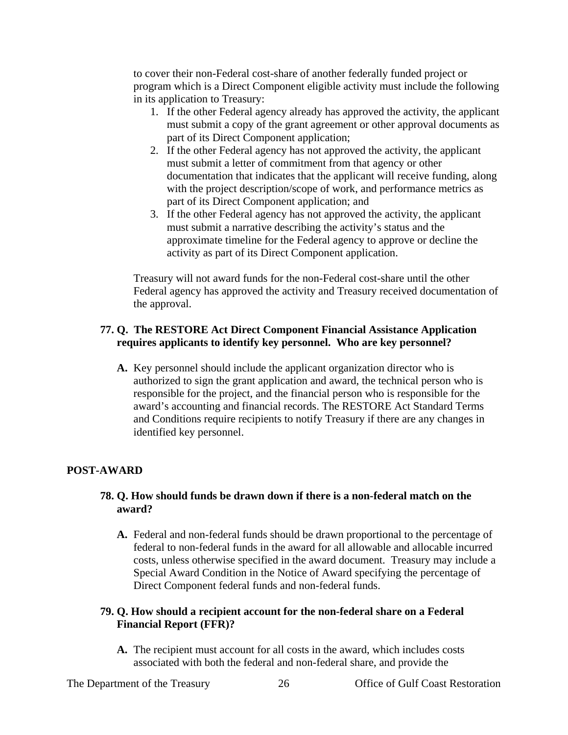to cover their non-Federal cost-share of another federally funded project or program which is a Direct Component eligible activity must include the following in its application to Treasury:

1. If the other Federal agency already has approved the activity, the applicant must submit a copy of the grant agreement or other approval documents as part of its Direct Component application;
2. If the other Federal agency has not approved the activity, the applicant must submit a letter of commitment from that agency or other documentation that indicates that the applicant will receive funding, along with the project description/scope of work, and performance metrics as part of its Direct Component application; and
3. If the other Federal agency has not approved the activity, the applicant must submit a narrative describing the activity's status and the approximate timeline for the Federal agency to approve or decline the activity as part of its Direct Component application.

Treasury will not award funds for the non-Federal cost-share until the other Federal agency has approved the activity and Treasury received documentation of the approval.

**77. Q. The RESTORE Act Direct Component Financial Assistance Application requires applicants to identify key personnel. Who are key personnel?**

**A.** Key personnel should include the applicant organization director who is authorized to sign the grant application and award, the technical person who is responsible for the project, and the financial person who is responsible for the award's accounting and financial records. The RESTORE Act Standard Terms and Conditions require recipients to notify Treasury if there are any changes in identified key personnel.

## POST-AWARD

**78. Q. How should funds be drawn down if there is a non-federal match on the award?**

**A.** Federal and non-federal funds should be drawn proportional to the percentage of federal to non-federal funds in the award for all allowable and allocable incurred costs, unless otherwise specified in the award document. Treasury may include a Special Award Condition in the Notice of Award specifying the percentage of Direct Component federal funds and non-federal funds.

**79. Q. How should a recipient account for the non-federal share on a Federal Financial Report (FFR)?**

**A.** The recipient must account for all costs in the award, which includes costs associated with both the federal and non-federal share, and provide the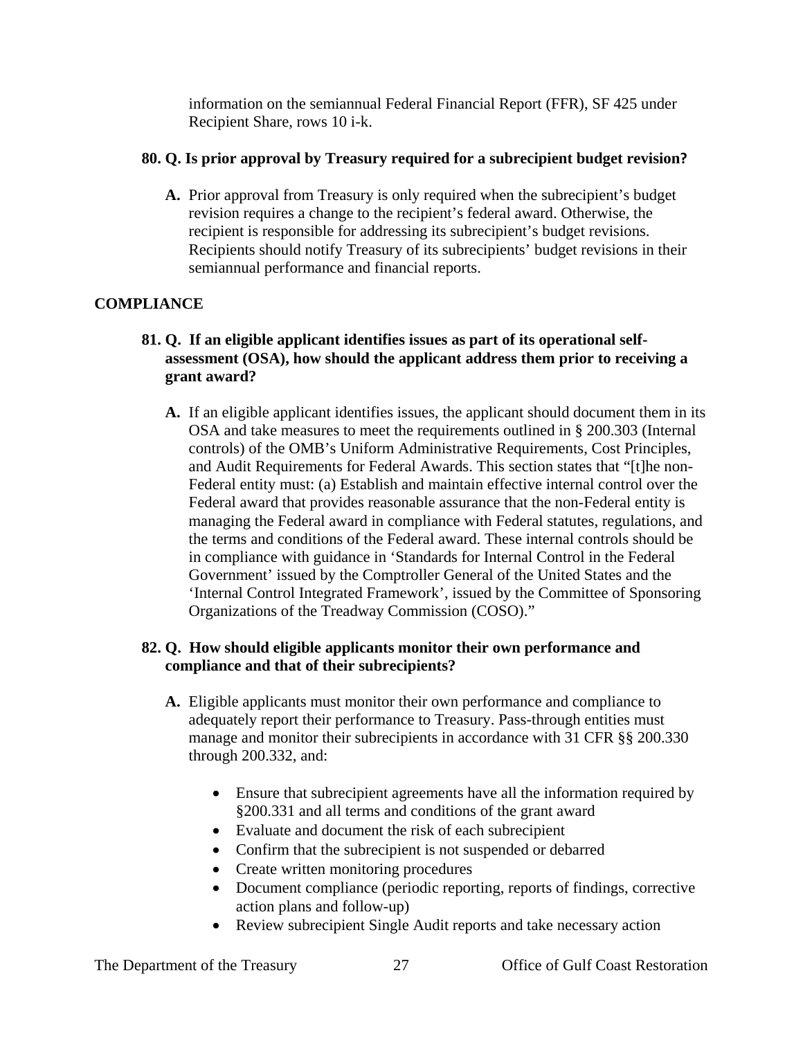information on the semiannual Federal Financial Report (FFR), SF 425 under Recipient Share, rows 10 i-k.

**80. Q. Is prior approval by Treasury required for a subrecipient budget revision?**

**A.** Prior approval from Treasury is only required when the subrecipient's budget revision requires a change to the recipient's federal award. Otherwise, the recipient is responsible for addressing its subrecipient's budget revisions. Recipients should notify Treasury of its subrecipients' budget revisions in their semiannual performance and financial reports.

## COMPLIANCE

**81. Q. If an eligible applicant identifies issues as part of its operational self-assessment (OSA), how should the applicant address them prior to receiving a grant award?**

**A.** If an eligible applicant identifies issues, the applicant should document them in its OSA and take measures to meet the requirements outlined in § 200.303 (Internal controls) of the OMB's Uniform Administrative Requirements, Cost Principles, and Audit Requirements for Federal Awards. This section states that "[t]he non-Federal entity must: (a) Establish and maintain effective internal control over the Federal award that provides reasonable assurance that the non-Federal entity is managing the Federal award in compliance with Federal statutes, regulations, and the terms and conditions of the Federal award. These internal controls should be in compliance with guidance in 'Standards for Internal Control in the Federal Government' issued by the Comptroller General of the United States and the 'Internal Control Integrated Framework', issued by the Committee of Sponsoring Organizations of the Treadway Commission (COSO)."

**82. Q. How should eligible applicants monitor their own performance and compliance and that of their subrecipients?**

**A.** Eligible applicants must monitor their own performance and compliance to adequately report their performance to Treasury. Pass-through entities must manage and monitor their subrecipients in accordance with 31 CFR §§ 200.330 through 200.332, and:

- Ensure that subrecipient agreements have all the information required by §200.331 and all terms and conditions of the grant award
- Evaluate and document the risk of each subrecipient
- Confirm that the subrecipient is not suspended or debarred
- Create written monitoring procedures
- Document compliance (periodic reporting, reports of findings, corrective action plans and follow-up)
- Review subrecipient Single Audit reports and take necessary action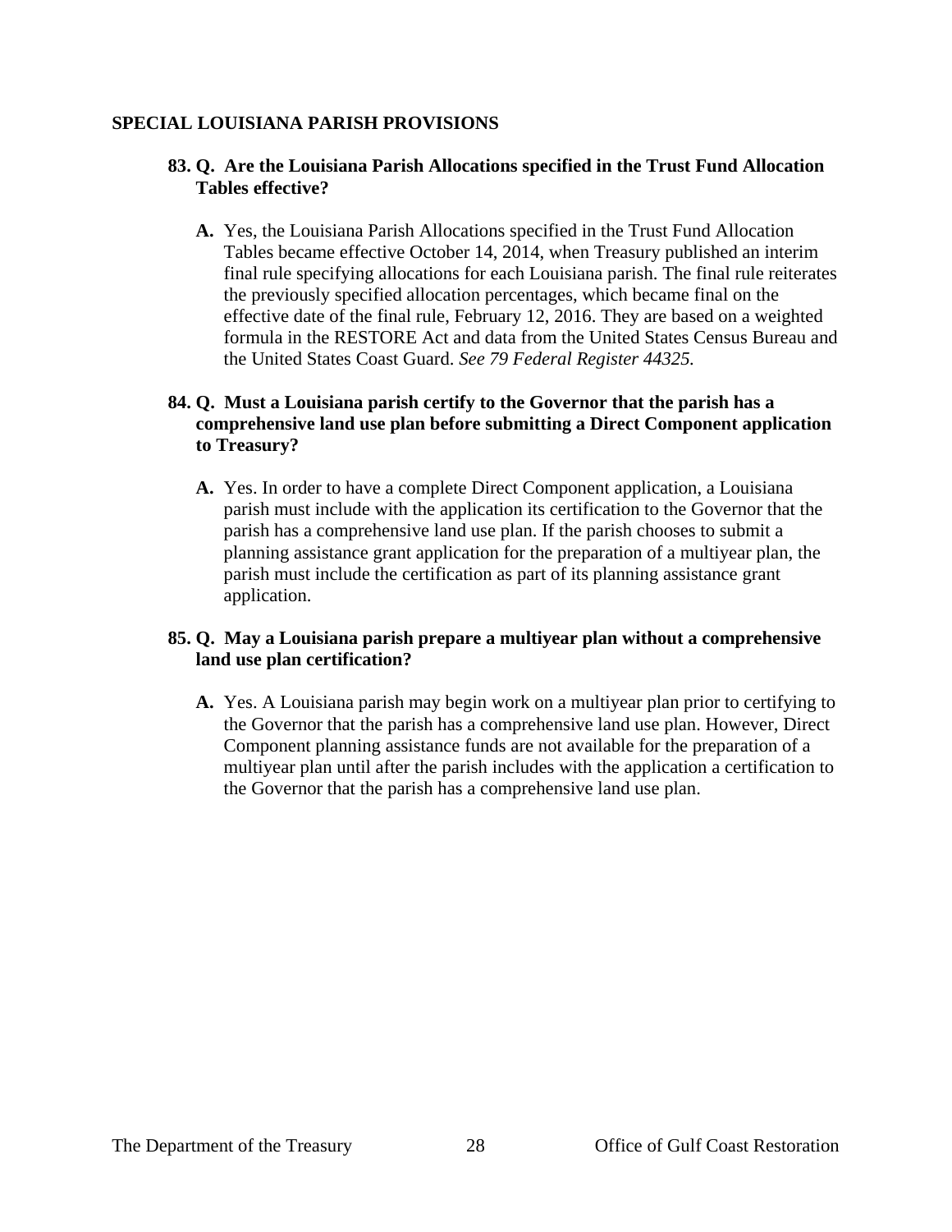## SPECIAL LOUISIANA PARISH PROVISIONS

**83. Q. Are the Louisiana Parish Allocations specified in the Trust Fund Allocation Tables effective?**

**A.** Yes, the Louisiana Parish Allocations specified in the Trust Fund Allocation Tables became effective October 14, 2014, when Treasury published an interim final rule specifying allocations for each Louisiana parish. The final rule reiterates the previously specified allocation percentages, which became final on the effective date of the final rule, February 12, 2016. They are based on a weighted formula in the RESTORE Act and data from the United States Census Bureau and the United States Coast Guard. *See 79 Federal Register 44325.*

**84. Q. Must a Louisiana parish certify to the Governor that the parish has a comprehensive land use plan before submitting a Direct Component application to Treasury?**

**A.** Yes. In order to have a complete Direct Component application, a Louisiana parish must include with the application its certification to the Governor that the parish has a comprehensive land use plan. If the parish chooses to submit a planning assistance grant application for the preparation of a multiyear plan, the parish must include the certification as part of its planning assistance grant application.

**85. Q. May a Louisiana parish prepare a multiyear plan without a comprehensive land use plan certification?**

**A.** Yes. A Louisiana parish may begin work on a multiyear plan prior to certifying to the Governor that the parish has a comprehensive land use plan. However, Direct Component planning assistance funds are not available for the preparation of a multiyear plan until after the parish includes with the application a certification to the Governor that the parish has a comprehensive land use plan.